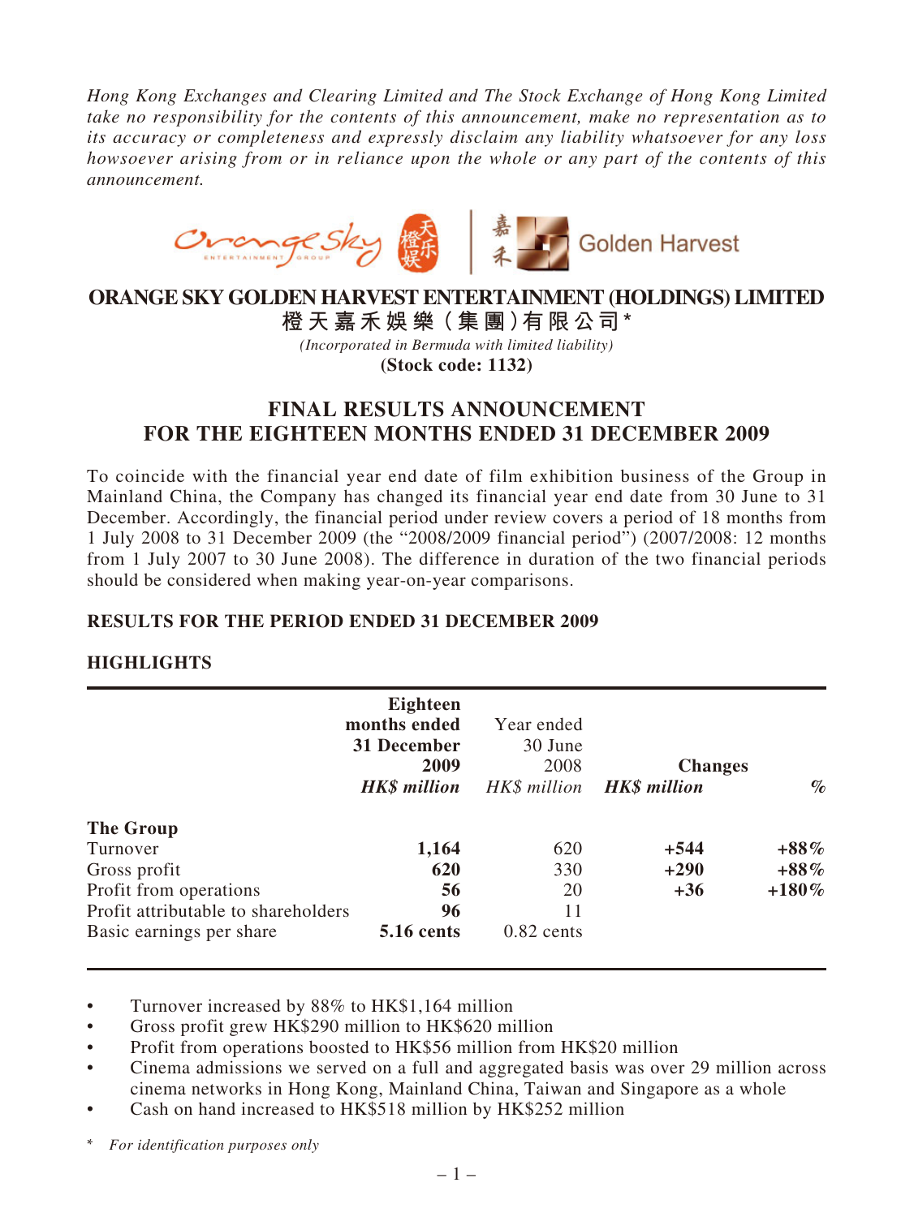*Hong Kong Exchanges and Clearing Limited and The Stock Exchange of Hong Kong Limited take no responsibility for the contents of this announcement, make no representation as to its accuracy or completeness and expressly disclaim any liability whatsoever for any loss howsoever arising from or in reliance upon the whole or any part of the contents of this announcement.*

# ORANGE SKY GOLDEN HARVEST ENTERTAINMENT (HOLDINGS) LIMITED

**橙天嘉禾娛樂（集團）有限公司\***

*(Incorporated in Bermuda with limited liability)*

**(Stock code: 1132)**

## FINAL RESULTS ANNOUNCEMENT FOR THE EIGHTEEN MONTHS ENDED 31 DECEMBER 2009

To coincide with the financial year end date of film exhibition business of the Group in Mainland China, the Company has changed its financial year end date from 30 June to 31 December. Accordingly, the financial period under review covers a period of 18 months from 1 July 2008 to 31 December 2009 (the "2008/2009 financial period") (2007/2008: 12 months from 1 July 2007 to 30 June 2008). The difference in duration of the two financial periods should be considered when making year-on-year comparisons.

### RESULTS FOR THE PERIOD ENDED 31 DECEMBER 2009

### HIGHLIGHTS

| | **Eighteen months ended 31 December 2009** | Year ended 30 June 2008 | **Changes** | |
|---|---|---|---|---|
| | ***HK$ million*** | *HK$ million* | ***HK$ million*** | *%* |
| **The Group** | | | | |
| Turnover | **1,164** | 620 | **+544** | **+88%** |
| Gross profit | **620** | 330 | **+290** | **+88%** |
| Profit from operations | **56** | 20 | **+36** | **+180%** |
| Profit attributable to shareholders | **96** | 11 | | |
| Basic earnings per share | **5.16 cents** | 0.82 cents | | |

- Turnover increased by 88% to HK$1,164 million
- Gross profit grew HK$290 million to HK$620 million
- Profit from operations boosted to HK$56 million from HK$20 million
- Cinema admissions we served on a full and aggregated basis was over 29 million across cinema networks in Hong Kong, Mainland China, Taiwan and Singapore as a whole
- Cash on hand increased to HK$518 million by HK$252 million

\* *For identification purposes only*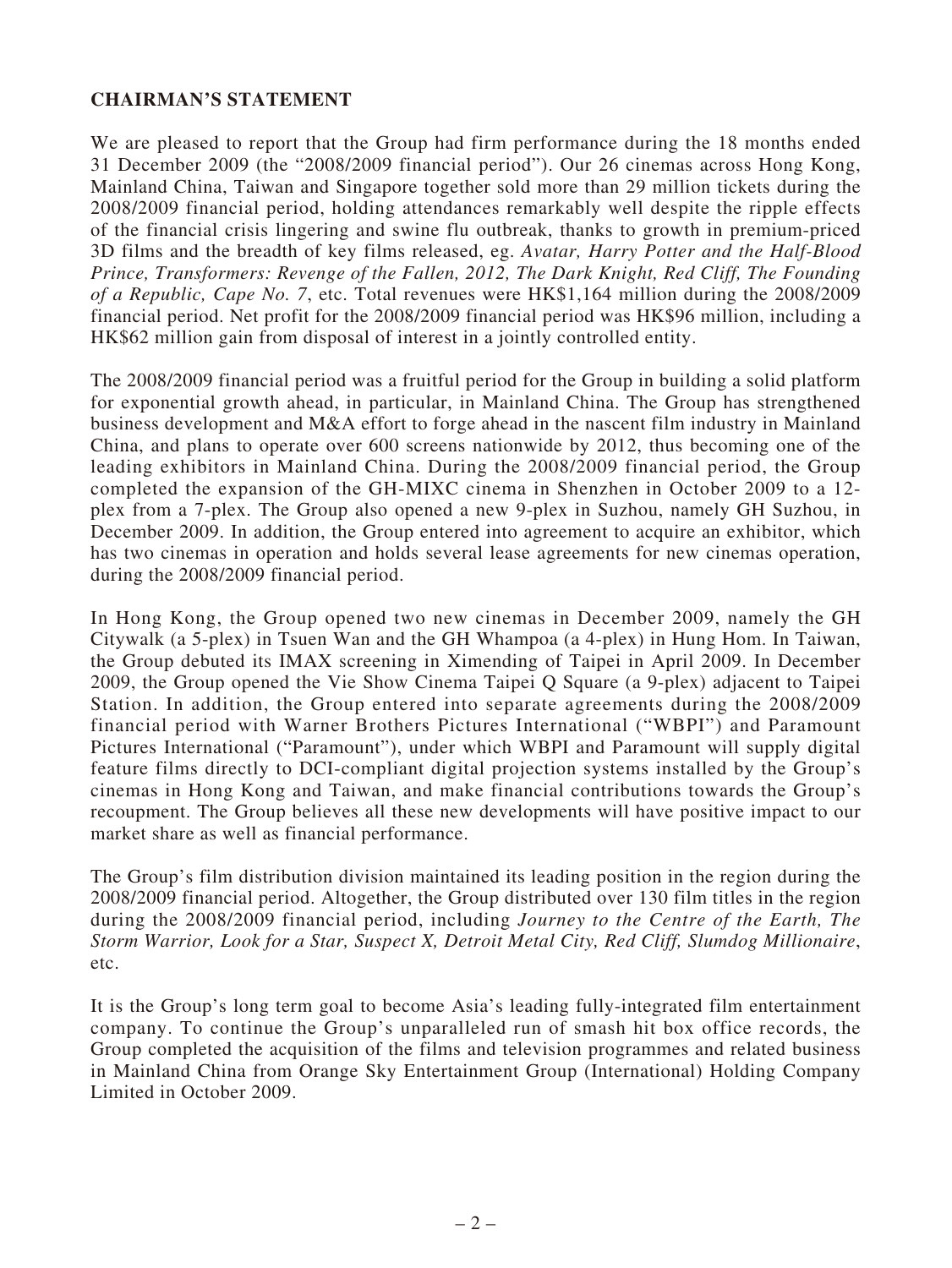## CHAIRMAN'S STATEMENT

We are pleased to report that the Group had firm performance during the 18 months ended 31 December 2009 (the "2008/2009 financial period"). Our 26 cinemas across Hong Kong, Mainland China, Taiwan and Singapore together sold more than 29 million tickets during the 2008/2009 financial period, holding attendances remarkably well despite the ripple effects of the financial crisis lingering and swine flu outbreak, thanks to growth in premium-priced 3D films and the breadth of key films released, eg. *Avatar, Harry Potter and the Half-Blood Prince, Transformers: Revenge of the Fallen, 2012, The Dark Knight, Red Cliff, The Founding of a Republic, Cape No. 7*, etc. Total revenues were HK$1,164 million during the 2008/2009 financial period. Net profit for the 2008/2009 financial period was HK$96 million, including a HK$62 million gain from disposal of interest in a jointly controlled entity.

The 2008/2009 financial period was a fruitful period for the Group in building a solid platform for exponential growth ahead, in particular, in Mainland China. The Group has strengthened business development and M&A effort to forge ahead in the nascent film industry in Mainland China, and plans to operate over 600 screens nationwide by 2012, thus becoming one of the leading exhibitors in Mainland China. During the 2008/2009 financial period, the Group completed the expansion of the GH-MIXC cinema in Shenzhen in October 2009 to a 12-plex from a 7-plex. The Group also opened a new 9-plex in Suzhou, namely GH Suzhou, in December 2009. In addition, the Group entered into agreement to acquire an exhibitor, which has two cinemas in operation and holds several lease agreements for new cinemas operation, during the 2008/2009 financial period.

In Hong Kong, the Group opened two new cinemas in December 2009, namely the GH Citywalk (a 5-plex) in Tsuen Wan and the GH Whampoa (a 4-plex) in Hung Hom. In Taiwan, the Group debuted its IMAX screening in Ximending of Taipei in April 2009. In December 2009, the Group opened the Vie Show Cinema Taipei Q Square (a 9-plex) adjacent to Taipei Station. In addition, the Group entered into separate agreements during the 2008/2009 financial period with Warner Brothers Pictures International ("WBPI") and Paramount Pictures International ("Paramount"), under which WBPI and Paramount will supply digital feature films directly to DCI-compliant digital projection systems installed by the Group's cinemas in Hong Kong and Taiwan, and make financial contributions towards the Group's recoupment. The Group believes all these new developments will have positive impact to our market share as well as financial performance.

The Group's film distribution division maintained its leading position in the region during the 2008/2009 financial period. Altogether, the Group distributed over 130 film titles in the region during the 2008/2009 financial period, including *Journey to the Centre of the Earth, The Storm Warrior, Look for a Star, Suspect X, Detroit Metal City, Red Cliff, Slumdog Millionaire*, etc.

It is the Group's long term goal to become Asia's leading fully-integrated film entertainment company. To continue the Group's unparalleled run of smash hit box office records, the Group completed the acquisition of the films and television programmes and related business in Mainland China from Orange Sky Entertainment Group (International) Holding Company Limited in October 2009.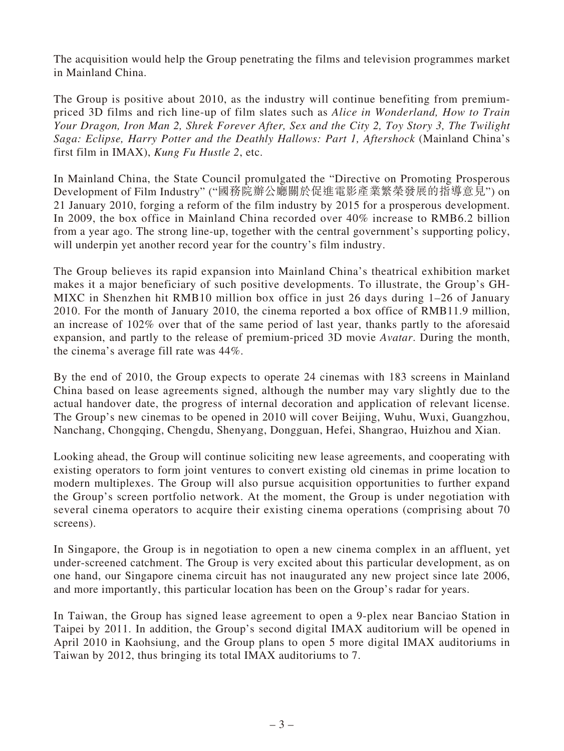The acquisition would help the Group penetrating the films and television programmes market in Mainland China.

The Group is positive about 2010, as the industry will continue benefiting from premium-priced 3D films and rich line-up of film slates such as *Alice in Wonderland, How to Train Your Dragon, Iron Man 2, Shrek Forever After, Sex and the City 2, Toy Story 3, The Twilight Saga: Eclipse, Harry Potter and the Deathly Hallows: Part 1, Aftershock* (Mainland China's first film in IMAX), *Kung Fu Hustle 2*, etc.

In Mainland China, the State Council promulgated the "Directive on Promoting Prosperous Development of Film Industry" ("國務院辦公廳關於促進電影產業繁榮發展的指導意見") on 21 January 2010, forging a reform of the film industry by 2015 for a prosperous development. In 2009, the box office in Mainland China recorded over 40% increase to RMB6.2 billion from a year ago. The strong line-up, together with the central government's supporting policy, will underpin yet another record year for the country's film industry.

The Group believes its rapid expansion into Mainland China's theatrical exhibition market makes it a major beneficiary of such positive developments. To illustrate, the Group's GH-MIXC in Shenzhen hit RMB10 million box office in just 26 days during 1–26 of January 2010. For the month of January 2010, the cinema reported a box office of RMB11.9 million, an increase of 102% over that of the same period of last year, thanks partly to the aforesaid expansion, and partly to the release of premium-priced 3D movie *Avatar*. During the month, the cinema's average fill rate was 44%.

By the end of 2010, the Group expects to operate 24 cinemas with 183 screens in Mainland China based on lease agreements signed, although the number may vary slightly due to the actual handover date, the progress of internal decoration and application of relevant license. The Group's new cinemas to be opened in 2010 will cover Beijing, Wuhu, Wuxi, Guangzhou, Nanchang, Chongqing, Chengdu, Shenyang, Dongguan, Hefei, Shangrao, Huizhou and Xian.

Looking ahead, the Group will continue soliciting new lease agreements, and cooperating with existing operators to form joint ventures to convert existing old cinemas in prime location to modern multiplexes. The Group will also pursue acquisition opportunities to further expand the Group's screen portfolio network. At the moment, the Group is under negotiation with several cinema operators to acquire their existing cinema operations (comprising about 70 screens).

In Singapore, the Group is in negotiation to open a new cinema complex in an affluent, yet under-screened catchment. The Group is very excited about this particular development, as on one hand, our Singapore cinema circuit has not inaugurated any new project since late 2006, and more importantly, this particular location has been on the Group's radar for years.

In Taiwan, the Group has signed lease agreement to open a 9-plex near Banciao Station in Taipei by 2011. In addition, the Group's second digital IMAX auditorium will be opened in April 2010 in Kaohsiung, and the Group plans to open 5 more digital IMAX auditoriums in Taiwan by 2012, thus bringing its total IMAX auditoriums to 7.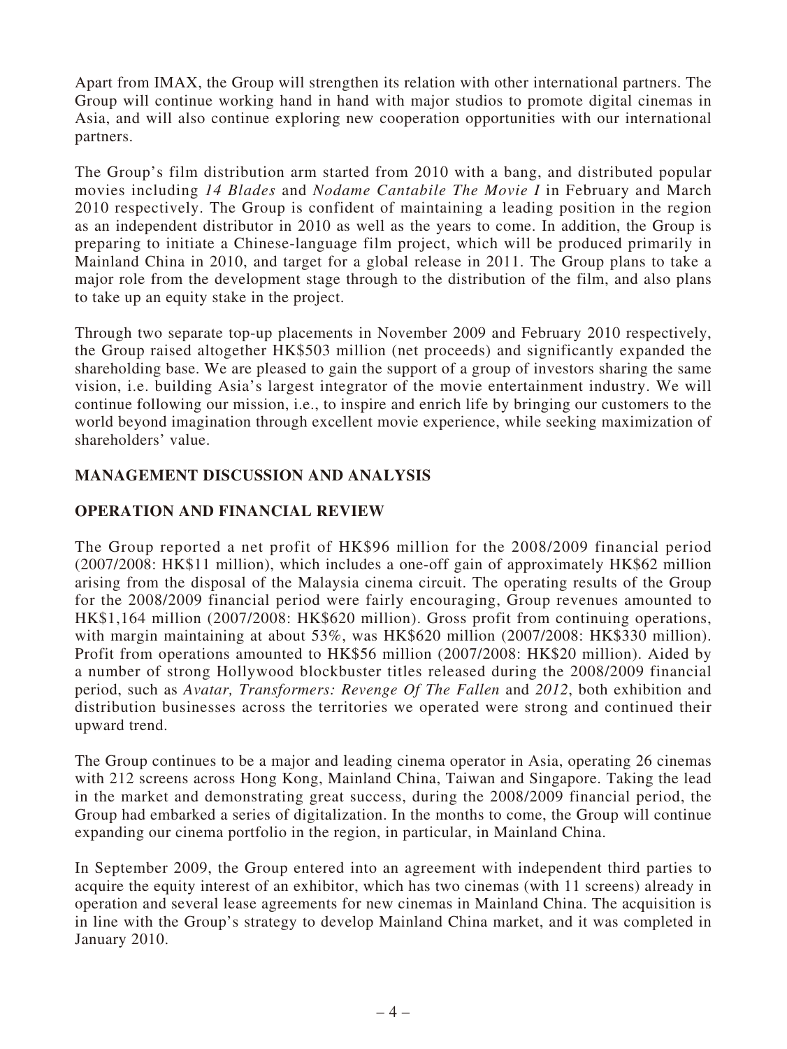Apart from IMAX, the Group will strengthen its relation with other international partners. The Group will continue working hand in hand with major studios to promote digital cinemas in Asia, and will also continue exploring new cooperation opportunities with our international partners.

The Group's film distribution arm started from 2010 with a bang, and distributed popular movies including *14 Blades* and *Nodame Cantabile The Movie I* in February and March 2010 respectively. The Group is confident of maintaining a leading position in the region as an independent distributor in 2010 as well as the years to come. In addition, the Group is preparing to initiate a Chinese-language film project, which will be produced primarily in Mainland China in 2010, and target for a global release in 2011. The Group plans to take a major role from the development stage through to the distribution of the film, and also plans to take up an equity stake in the project.

Through two separate top-up placements in November 2009 and February 2010 respectively, the Group raised altogether HK$503 million (net proceeds) and significantly expanded the shareholding base. We are pleased to gain the support of a group of investors sharing the same vision, i.e. building Asia's largest integrator of the movie entertainment industry. We will continue following our mission, i.e., to inspire and enrich life by bringing our customers to the world beyond imagination through excellent movie experience, while seeking maximization of shareholders' value.

## MANAGEMENT DISCUSSION AND ANALYSIS

## OPERATION AND FINANCIAL REVIEW

The Group reported a net profit of HK$96 million for the 2008/2009 financial period (2007/2008: HK$11 million), which includes a one-off gain of approximately HK$62 million arising from the disposal of the Malaysia cinema circuit. The operating results of the Group for the 2008/2009 financial period were fairly encouraging, Group revenues amounted to HK$1,164 million (2007/2008: HK$620 million). Gross profit from continuing operations, with margin maintaining at about 53%, was HK$620 million (2007/2008: HK$330 million). Profit from operations amounted to HK$56 million (2007/2008: HK$20 million). Aided by a number of strong Hollywood blockbuster titles released during the 2008/2009 financial period, such as *Avatar, Transformers: Revenge Of The Fallen* and *2012*, both exhibition and distribution businesses across the territories we operated were strong and continued their upward trend.

The Group continues to be a major and leading cinema operator in Asia, operating 26 cinemas with 212 screens across Hong Kong, Mainland China, Taiwan and Singapore. Taking the lead in the market and demonstrating great success, during the 2008/2009 financial period, the Group had embarked a series of digitalization. In the months to come, the Group will continue expanding our cinema portfolio in the region, in particular, in Mainland China.

In September 2009, the Group entered into an agreement with independent third parties to acquire the equity interest of an exhibitor, which has two cinemas (with 11 screens) already in operation and several lease agreements for new cinemas in Mainland China. The acquisition is in line with the Group's strategy to develop Mainland China market, and it was completed in January 2010.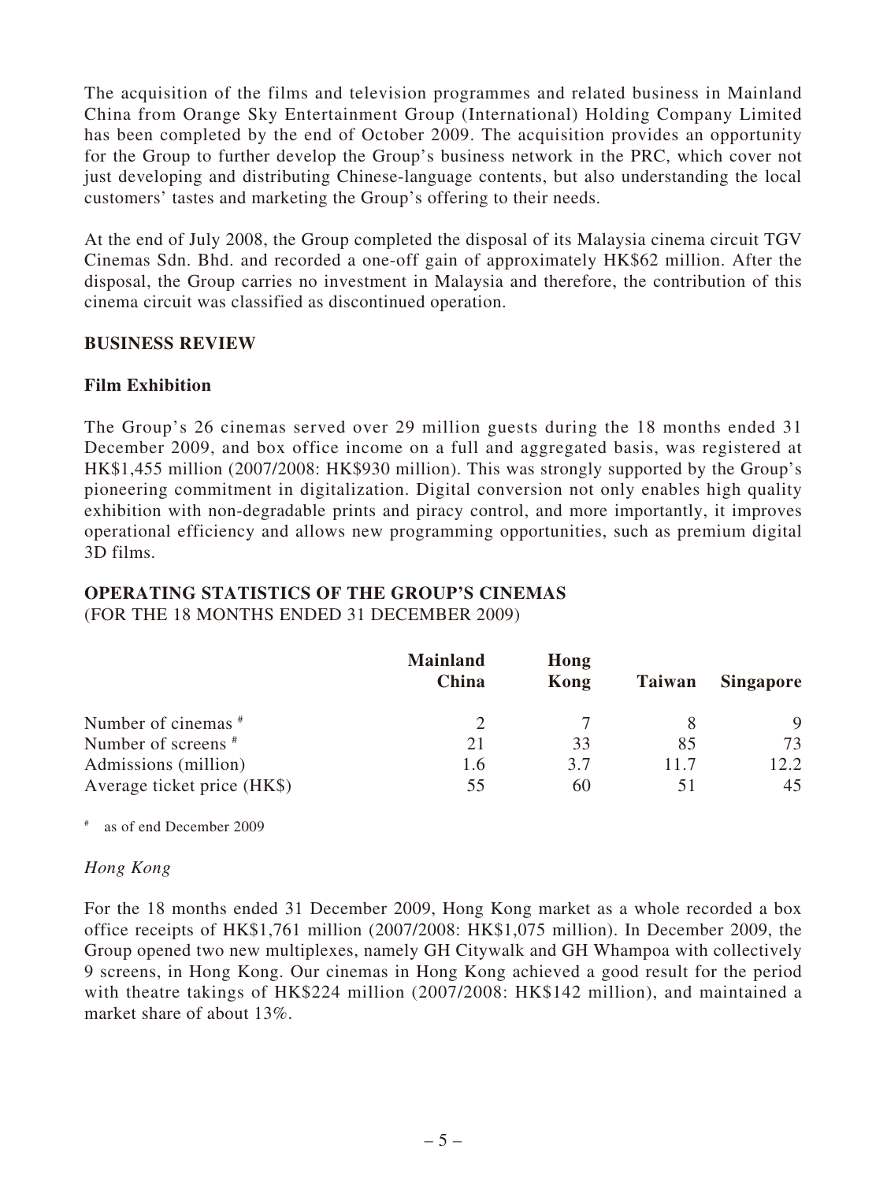The acquisition of the films and television programmes and related business in Mainland China from Orange Sky Entertainment Group (International) Holding Company Limited has been completed by the end of October 2009. The acquisition provides an opportunity for the Group to further develop the Group's business network in the PRC, which cover not just developing and distributing Chinese-language contents, but also understanding the local customers' tastes and marketing the Group's offering to their needs.

At the end of July 2008, the Group completed the disposal of its Malaysia cinema circuit TGV Cinemas Sdn. Bhd. and recorded a one-off gain of approximately HK$62 million. After the disposal, the Group carries no investment in Malaysia and therefore, the contribution of this cinema circuit was classified as discontinued operation.

## BUSINESS REVIEW

### Film Exhibition

The Group's 26 cinemas served over 29 million guests during the 18 months ended 31 December 2009, and box office income on a full and aggregated basis, was registered at HK$1,455 million (2007/2008: HK$930 million). This was strongly supported by the Group's pioneering commitment in digitalization. Digital conversion not only enables high quality exhibition with non-degradable prints and piracy control, and more importantly, it improves operational efficiency and allows new programming opportunities, such as premium digital 3D films.

**OPERATING STATISTICS OF THE GROUP'S CINEMAS**
(FOR THE 18 MONTHS ENDED 31 DECEMBER 2009)

| | Mainland China | Hong Kong | Taiwan | Singapore |
|---|---|---|---|---|
| Number of cinemas # | 2 | 7 | 8 | 9 |
| Number of screens # | 21 | 33 | 85 | 73 |
| Admissions (million) | 1.6 | 3.7 | 11.7 | 12.2 |
| Average ticket price (HK$) | 55 | 60 | 51 | 45 |

# as of end December 2009

*Hong Kong*

For the 18 months ended 31 December 2009, Hong Kong market as a whole recorded a box office receipts of HK$1,761 million (2007/2008: HK$1,075 million). In December 2009, the Group opened two new multiplexes, namely GH Citywalk and GH Whampoa with collectively 9 screens, in Hong Kong. Our cinemas in Hong Kong achieved a good result for the period with theatre takings of HK$224 million (2007/2008: HK$142 million), and maintained a market share of about 13%.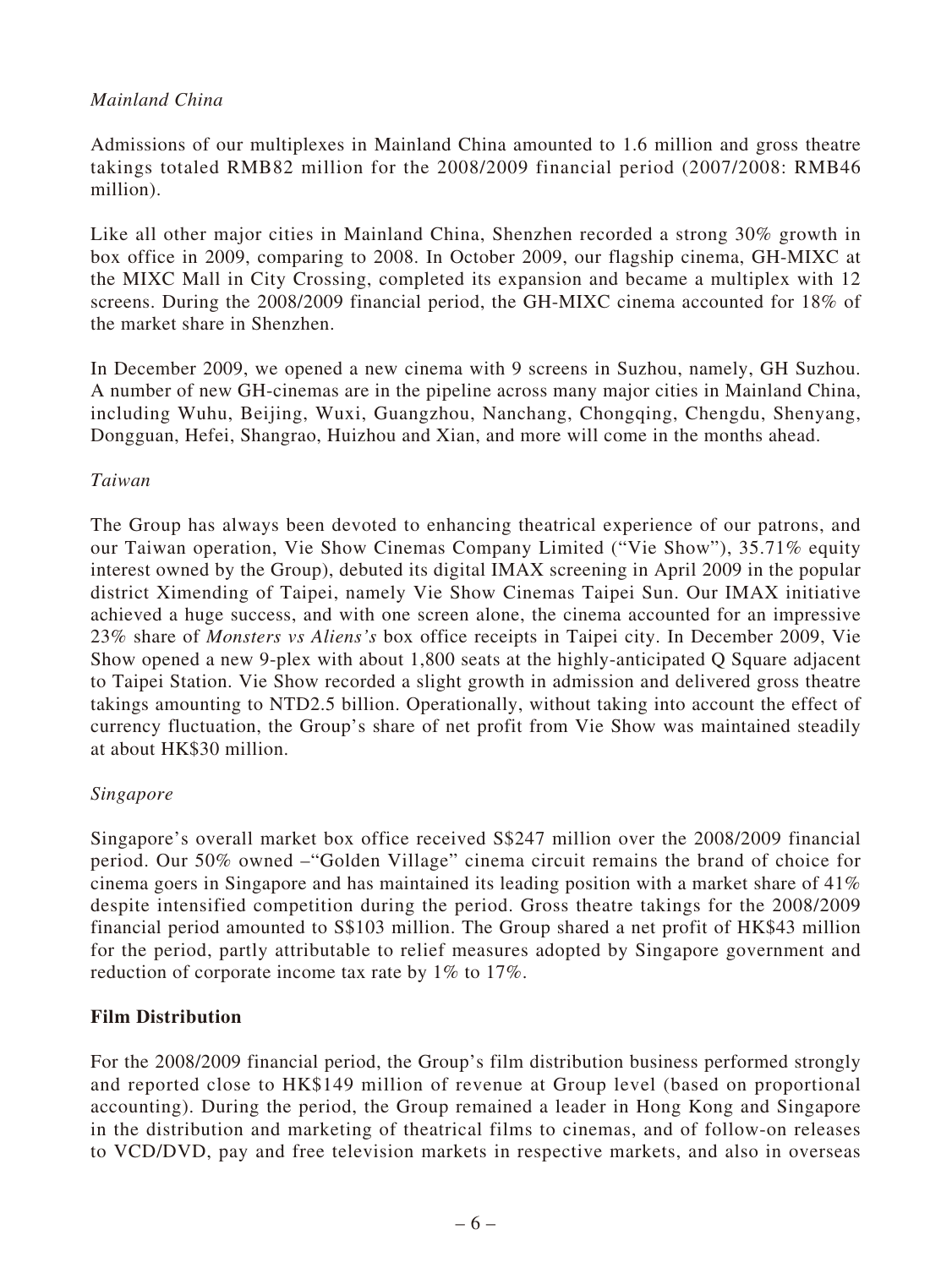*Mainland China*

Admissions of our multiplexes in Mainland China amounted to 1.6 million and gross theatre takings totaled RMB82 million for the 2008/2009 financial period (2007/2008: RMB46 million).

Like all other major cities in Mainland China, Shenzhen recorded a strong 30% growth in box office in 2009, comparing to 2008. In October 2009, our flagship cinema, GH-MIXC at the MIXC Mall in City Crossing, completed its expansion and became a multiplex with 12 screens. During the 2008/2009 financial period, the GH-MIXC cinema accounted for 18% of the market share in Shenzhen.

In December 2009, we opened a new cinema with 9 screens in Suzhou, namely, GH Suzhou. A number of new GH-cinemas are in the pipeline across many major cities in Mainland China, including Wuhu, Beijing, Wuxi, Guangzhou, Nanchang, Chongqing, Chengdu, Shenyang, Dongguan, Hefei, Shangrao, Huizhou and Xian, and more will come in the months ahead.

*Taiwan*

The Group has always been devoted to enhancing theatrical experience of our patrons, and our Taiwan operation, Vie Show Cinemas Company Limited ("Vie Show"), 35.71% equity interest owned by the Group), debuted its digital IMAX screening in April 2009 in the popular district Ximending of Taipei, namely Vie Show Cinemas Taipei Sun. Our IMAX initiative achieved a huge success, and with one screen alone, the cinema accounted for an impressive 23% share of *Monsters vs Aliens's* box office receipts in Taipei city. In December 2009, Vie Show opened a new 9-plex with about 1,800 seats at the highly-anticipated Q Square adjacent to Taipei Station. Vie Show recorded a slight growth in admission and delivered gross theatre takings amounting to NTD2.5 billion. Operationally, without taking into account the effect of currency fluctuation, the Group's share of net profit from Vie Show was maintained steadily at about HK$30 million.

*Singapore*

Singapore's overall market box office received S$247 million over the 2008/2009 financial period. Our 50% owned –"Golden Village" cinema circuit remains the brand of choice for cinema goers in Singapore and has maintained its leading position with a market share of 41% despite intensified competition during the period. Gross theatre takings for the 2008/2009 financial period amounted to S$103 million. The Group shared a net profit of HK$43 million for the period, partly attributable to relief measures adopted by Singapore government and reduction of corporate income tax rate by 1% to 17%.

**Film Distribution**

For the 2008/2009 financial period, the Group's film distribution business performed strongly and reported close to HK$149 million of revenue at Group level (based on proportional accounting). During the period, the Group remained a leader in Hong Kong and Singapore in the distribution and marketing of theatrical films to cinemas, and of follow-on releases to VCD/DVD, pay and free television markets in respective markets, and also in overseas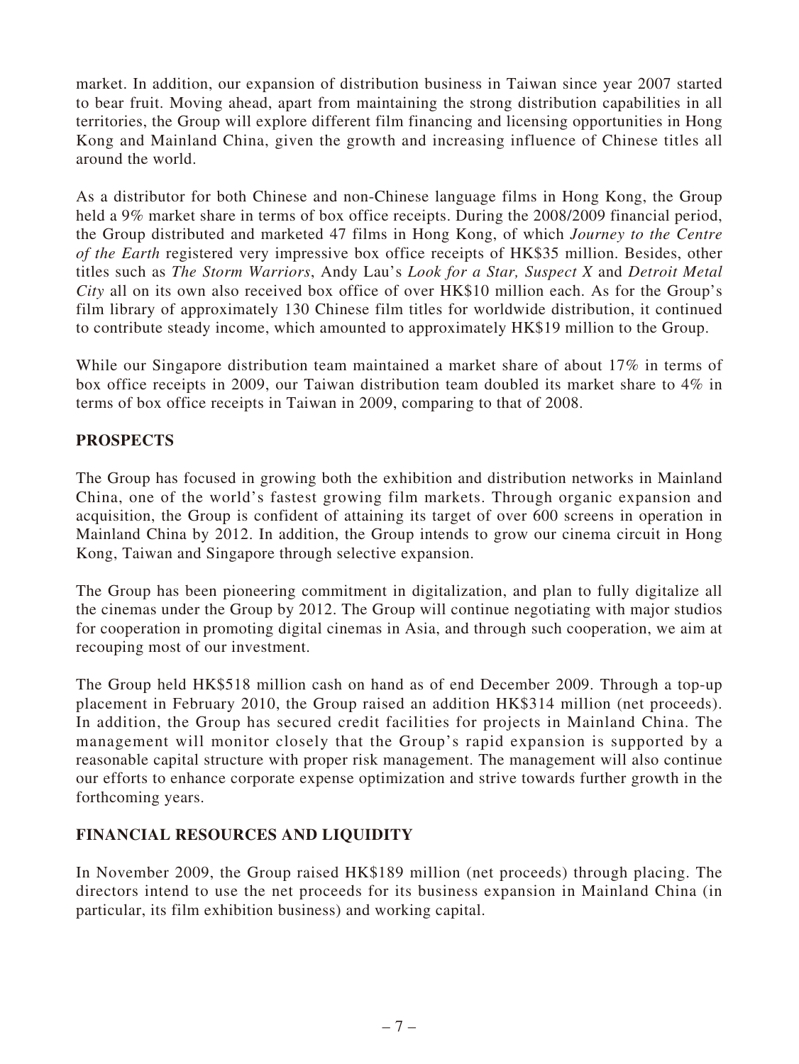market. In addition, our expansion of distribution business in Taiwan since year 2007 started to bear fruit. Moving ahead, apart from maintaining the strong distribution capabilities in all territories, the Group will explore different film financing and licensing opportunities in Hong Kong and Mainland China, given the growth and increasing influence of Chinese titles all around the world.

As a distributor for both Chinese and non-Chinese language films in Hong Kong, the Group held a 9% market share in terms of box office receipts. During the 2008/2009 financial period, the Group distributed and marketed 47 films in Hong Kong, of which *Journey to the Centre of the Earth* registered very impressive box office receipts of HK$35 million. Besides, other titles such as *The Storm Warriors*, Andy Lau's *Look for a Star, Suspect X* and *Detroit Metal City* all on its own also received box office of over HK$10 million each. As for the Group's film library of approximately 130 Chinese film titles for worldwide distribution, it continued to contribute steady income, which amounted to approximately HK$19 million to the Group.

While our Singapore distribution team maintained a market share of about 17% in terms of box office receipts in 2009, our Taiwan distribution team doubled its market share to 4% in terms of box office receipts in Taiwan in 2009, comparing to that of 2008.

## PROSPECTS

The Group has focused in growing both the exhibition and distribution networks in Mainland China, one of the world's fastest growing film markets. Through organic expansion and acquisition, the Group is confident of attaining its target of over 600 screens in operation in Mainland China by 2012. In addition, the Group intends to grow our cinema circuit in Hong Kong, Taiwan and Singapore through selective expansion.

The Group has been pioneering commitment in digitalization, and plan to fully digitalize all the cinemas under the Group by 2012. The Group will continue negotiating with major studios for cooperation in promoting digital cinemas in Asia, and through such cooperation, we aim at recouping most of our investment.

The Group held HK$518 million cash on hand as of end December 2009. Through a top-up placement in February 2010, the Group raised an addition HK$314 million (net proceeds). In addition, the Group has secured credit facilities for projects in Mainland China. The management will monitor closely that the Group's rapid expansion is supported by a reasonable capital structure with proper risk management. The management will also continue our efforts to enhance corporate expense optimization and strive towards further growth in the forthcoming years.

## FINANCIAL RESOURCES AND LIQUIDITY

In November 2009, the Group raised HK$189 million (net proceeds) through placing. The directors intend to use the net proceeds for its business expansion in Mainland China (in particular, its film exhibition business) and working capital.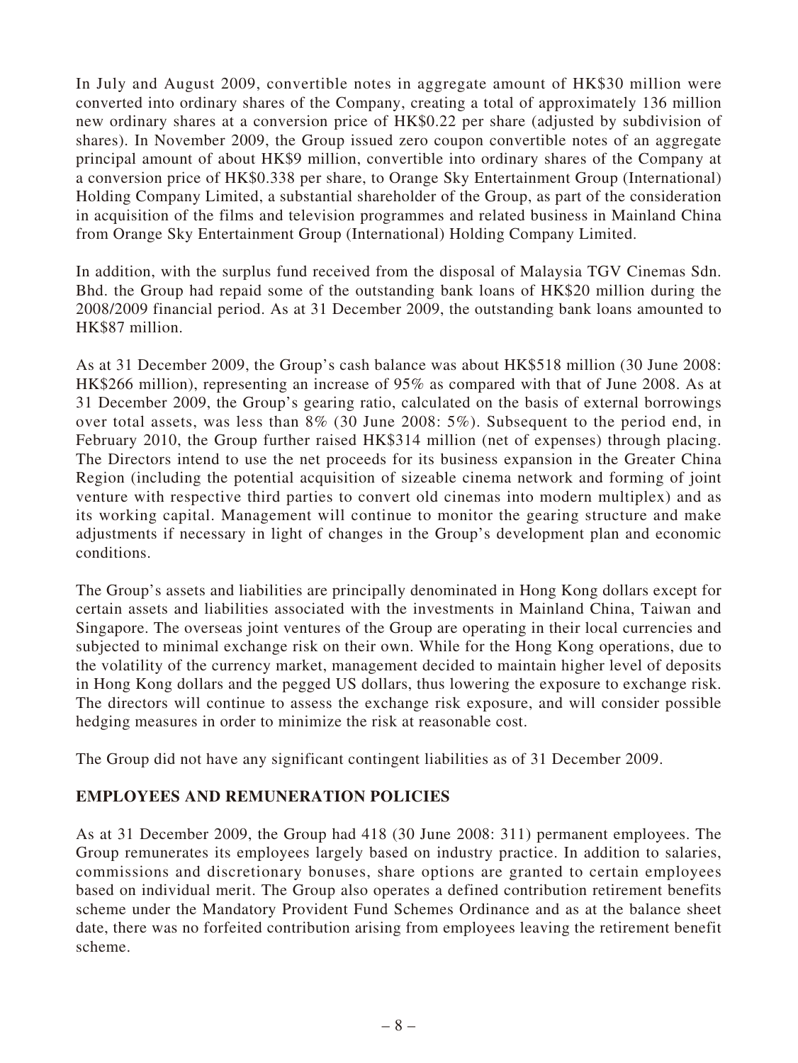In July and August 2009, convertible notes in aggregate amount of HK$30 million were converted into ordinary shares of the Company, creating a total of approximately 136 million new ordinary shares at a conversion price of HK$0.22 per share (adjusted by subdivision of shares). In November 2009, the Group issued zero coupon convertible notes of an aggregate principal amount of about HK$9 million, convertible into ordinary shares of the Company at a conversion price of HK$0.338 per share, to Orange Sky Entertainment Group (International) Holding Company Limited, a substantial shareholder of the Group, as part of the consideration in acquisition of the films and television programmes and related business in Mainland China from Orange Sky Entertainment Group (International) Holding Company Limited.

In addition, with the surplus fund received from the disposal of Malaysia TGV Cinemas Sdn. Bhd. the Group had repaid some of the outstanding bank loans of HK$20 million during the 2008/2009 financial period. As at 31 December 2009, the outstanding bank loans amounted to HK$87 million.

As at 31 December 2009, the Group's cash balance was about HK$518 million (30 June 2008: HK$266 million), representing an increase of 95% as compared with that of June 2008. As at 31 December 2009, the Group's gearing ratio, calculated on the basis of external borrowings over total assets, was less than 8% (30 June 2008: 5%). Subsequent to the period end, in February 2010, the Group further raised HK$314 million (net of expenses) through placing. The Directors intend to use the net proceeds for its business expansion in the Greater China Region (including the potential acquisition of sizeable cinema network and forming of joint venture with respective third parties to convert old cinemas into modern multiplex) and as its working capital. Management will continue to monitor the gearing structure and make adjustments if necessary in light of changes in the Group's development plan and economic conditions.

The Group's assets and liabilities are principally denominated in Hong Kong dollars except for certain assets and liabilities associated with the investments in Mainland China, Taiwan and Singapore. The overseas joint ventures of the Group are operating in their local currencies and subjected to minimal exchange risk on their own. While for the Hong Kong operations, due to the volatility of the currency market, management decided to maintain higher level of deposits in Hong Kong dollars and the pegged US dollars, thus lowering the exposure to exchange risk. The directors will continue to assess the exchange risk exposure, and will consider possible hedging measures in order to minimize the risk at reasonable cost.

The Group did not have any significant contingent liabilities as of 31 December 2009.

## EMPLOYEES AND REMUNERATION POLICIES

As at 31 December 2009, the Group had 418 (30 June 2008: 311) permanent employees. The Group remunerates its employees largely based on industry practice. In addition to salaries, commissions and discretionary bonuses, share options are granted to certain employees based on individual merit. The Group also operates a defined contribution retirement benefits scheme under the Mandatory Provident Fund Schemes Ordinance and as at the balance sheet date, there was no forfeited contribution arising from employees leaving the retirement benefit scheme.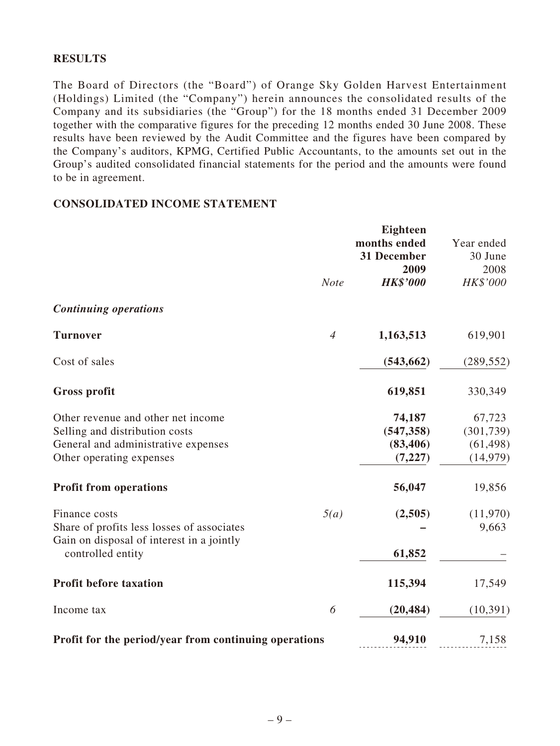## RESULTS

The Board of Directors (the "Board") of Orange Sky Golden Harvest Entertainment (Holdings) Limited (the "Company") herein announces the consolidated results of the Company and its subsidiaries (the "Group") for the 18 months ended 31 December 2009 together with the comparative figures for the preceding 12 months ended 30 June 2008. These results have been reviewed by the Audit Committee and the figures have been compared by the Company's auditors, KPMG, Certified Public Accountants, to the amounts set out in the Group's audited consolidated financial statements for the period and the amounts were found to be in agreement.

## CONSOLIDATED INCOME STATEMENT

| | *Note* | **Eighteen months ended 31 December 2009** ***HK$'000*** | Year ended 30 June 2008 *HK$'000* |
|---|---|---|---|
| ***Continuing operations*** | | | |
| **Turnover** | *4* | **1,163,513** | 619,901 |
| Cost of sales | | **(543,662)** | (289,552) |
| **Gross profit** | | **619,851** | 330,349 |
| Other revenue and other net income | | **74,187** | 67,723 |
| Selling and distribution costs | | **(547,358)** | (301,739) |
| General and administrative expenses | | **(83,406)** | (61,498) |
| Other operating expenses | | **(7,227)** | (14,979) |
| **Profit from operations** | | **56,047** | 19,856 |
| Finance costs | *5(a)* | **(2,505)** | (11,970) |
| Share of profits less losses of associates | | **–** | 9,663 |
| Gain on disposal of interest in a jointly controlled entity | | **61,852** | – |
| **Profit before taxation** | | **115,394** | 17,549 |
| Income tax | *6* | **(20,484)** | (10,391) |
| **Profit for the period/year from continuing operations** | | **94,910** | 7,158 |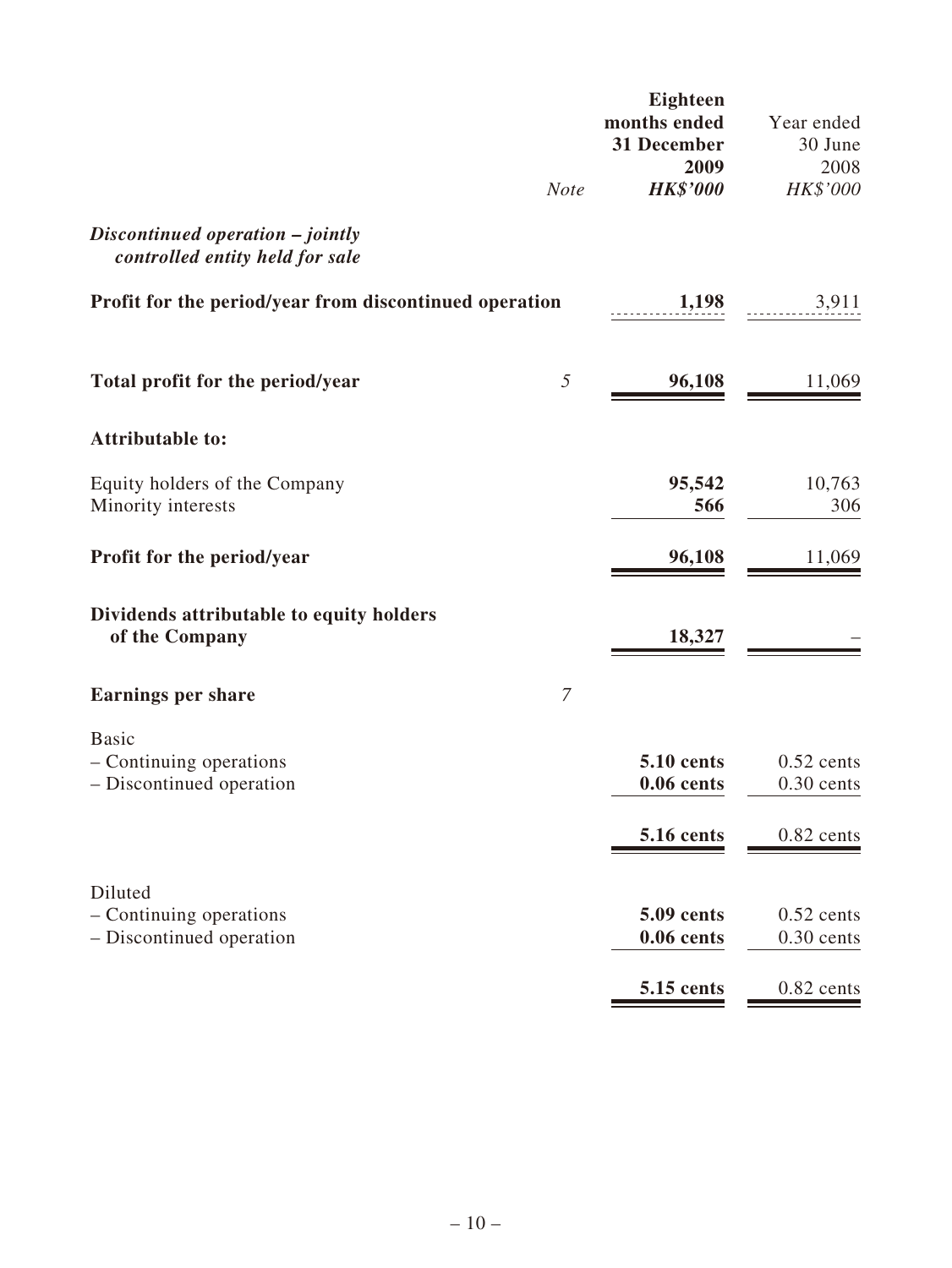| | Note | Eighteen months ended 31 December 2009 HK$'000 | Year ended 30 June 2008 HK$'000 |
|---|---|---|---|
| ***Discontinued operation – jointly controlled entity held for sale*** | | | |
| **Profit for the period/year from discontinued operation** | | **1,198** | 3,911 |
| **Total profit for the period/year** | *5* | **96,108** | 11,069 |
| **Attributable to:** | | | |
| Equity holders of the Company | | **95,542** | 10,763 |
| Minority interests | | **566** | 306 |
| **Profit for the period/year** | | **96,108** | 11,069 |
| **Dividends attributable to equity holders of the Company** | | **18,327** | – |
| **Earnings per share** | *7* | | |
| Basic | | | |
| – Continuing operations | | **5.10 cents** | 0.52 cents |
| – Discontinued operation | | **0.06 cents** | 0.30 cents |
| | | **5.16 cents** | 0.82 cents |
| Diluted | | | |
| – Continuing operations | | **5.09 cents** | 0.52 cents |
| – Discontinued operation | | **0.06 cents** | 0.30 cents |
| | | **5.15 cents** | 0.82 cents |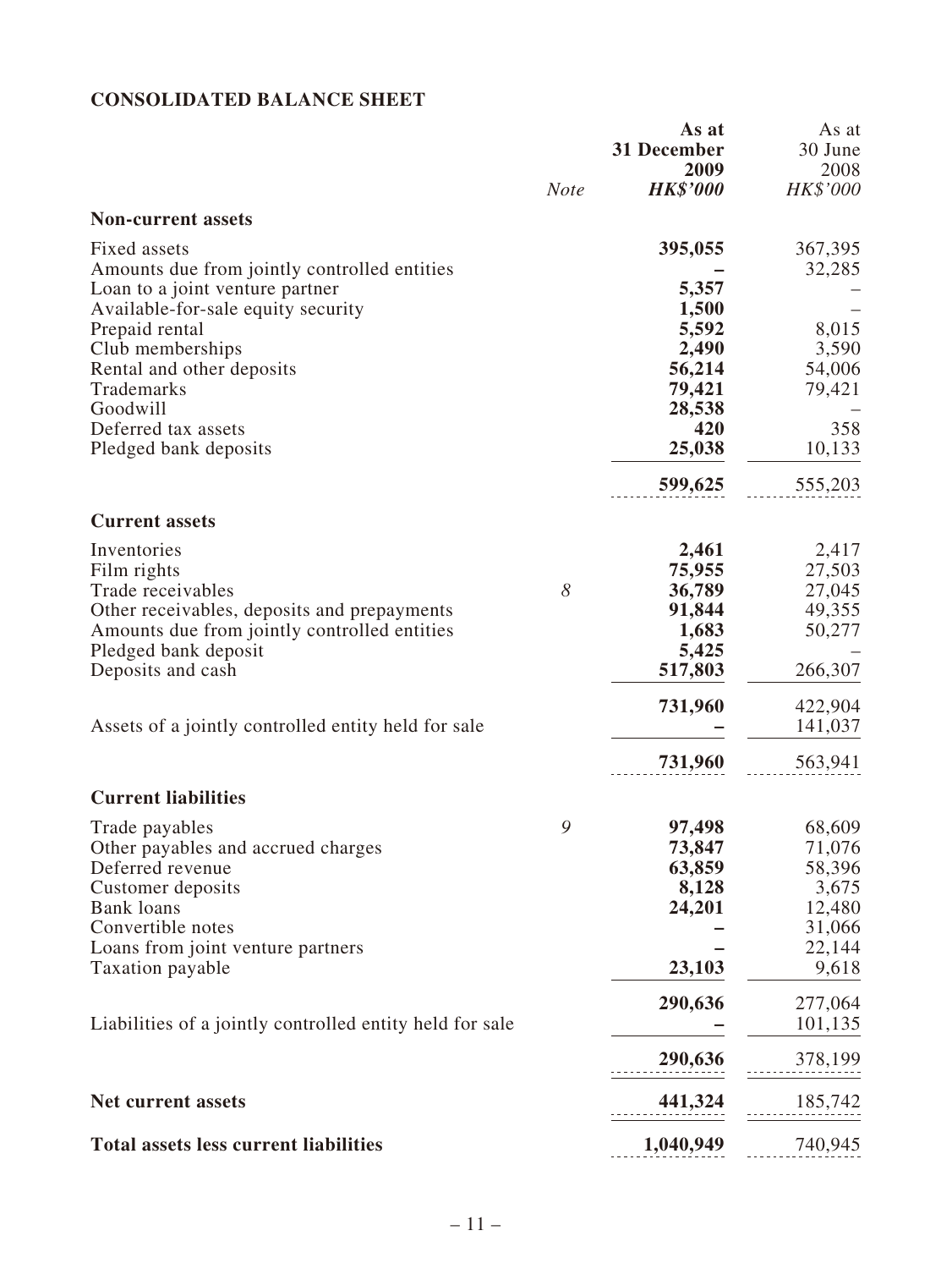**CONSOLIDATED BALANCE SHEET**

| | Note | As at 31 December 2009 HK\$'000 | As at 30 June 2008 HK\$'000 |
|---|---|---|---|
| **Non-current assets** | | | |
| Fixed assets | | **395,055** | 367,395 |
| Amounts due from jointly controlled entities | | **–** | 32,285 |
| Loan to a joint venture partner | | **5,357** | – |
| Available-for-sale equity security | | **1,500** | – |
| Prepaid rental | | **5,592** | 8,015 |
| Club memberships | | **2,490** | 3,590 |
| Rental and other deposits | | **56,214** | 54,006 |
| Trademarks | | **79,421** | 79,421 |
| Goodwill | | **28,538** | – |
| Deferred tax assets | | **420** | 358 |
| Pledged bank deposits | | **25,038** | 10,133 |
| | | **599,625** | 555,203 |
| **Current assets** | | | |
| Inventories | | **2,461** | 2,417 |
| Film rights | | **75,955** | 27,503 |
| Trade receivables | 8 | **36,789** | 27,045 |
| Other receivables, deposits and prepayments | | **91,844** | 49,355 |
| Amounts due from jointly controlled entities | | **1,683** | 50,277 |
| Pledged bank deposit | | **5,425** | – |
| Deposits and cash | | **517,803** | 266,307 |
| | | **731,960** | 422,904 |
| Assets of a jointly controlled entity held for sale | | **–** | 141,037 |
| | | **731,960** | 563,941 |
| **Current liabilities** | | | |
| Trade payables | 9 | **97,498** | 68,609 |
| Other payables and accrued charges | | **73,847** | 71,076 |
| Deferred revenue | | **63,859** | 58,396 |
| Customer deposits | | **8,128** | 3,675 |
| Bank loans | | **24,201** | 12,480 |
| Convertible notes | | **–** | 31,066 |
| Loans from joint venture partners | | **–** | 22,144 |
| Taxation payable | | **23,103** | 9,618 |
| | | **290,636** | 277,064 |
| Liabilities of a jointly controlled entity held for sale | | **–** | 101,135 |
| | | **290,636** | 378,199 |
| **Net current assets** | | **441,324** | 185,742 |
| **Total assets less current liabilities** | | **1,040,949** | 740,945 |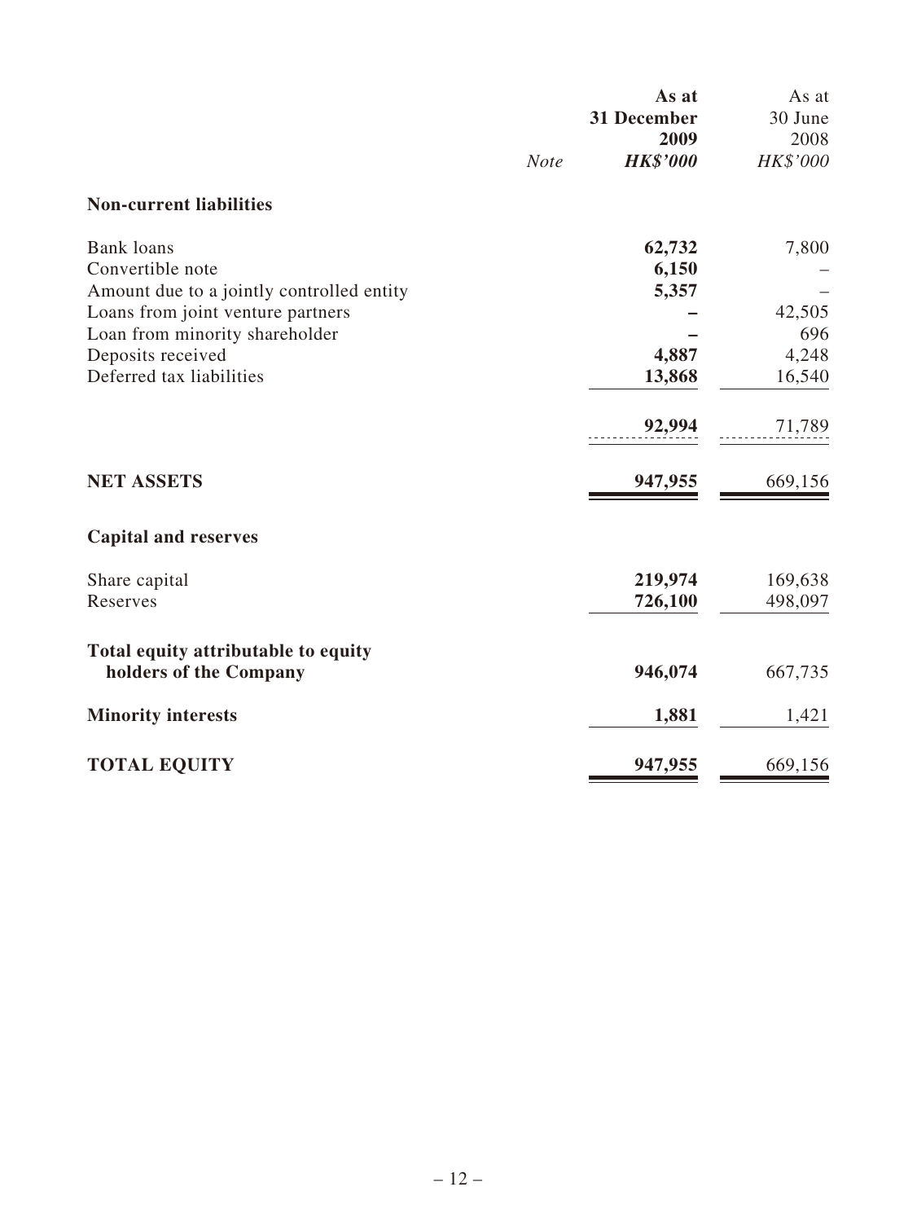| | *Note* | **As at 31 December 2009** | As at 30 June 2008 |
|---|---|---|---|
| | | ***HK$'000*** | *HK$'000* |
| **Non-current liabilities** | | | |
| Bank loans | | **62,732** | 7,800 |
| Convertible note | | **6,150** | – |
| Amount due to a jointly controlled entity | | **5,357** | – |
| Loans from joint venture partners | | **–** | 42,505 |
| Loan from minority shareholder | | **–** | 696 |
| Deposits received | | **4,887** | 4,248 |
| Deferred tax liabilities | | **13,868** | 16,540 |
| | | **92,994** | 71,789 |
| **NET ASSETS** | | **947,955** | 669,156 |
| **Capital and reserves** | | | |
| Share capital | | **219,974** | 169,638 |
| Reserves | | **726,100** | 498,097 |
| **Total equity attributable to equity holders of the Company** | | **946,074** | 667,735 |
| **Minority interests** | | **1,881** | 1,421 |
| **TOTAL EQUITY** | | **947,955** | 669,156 |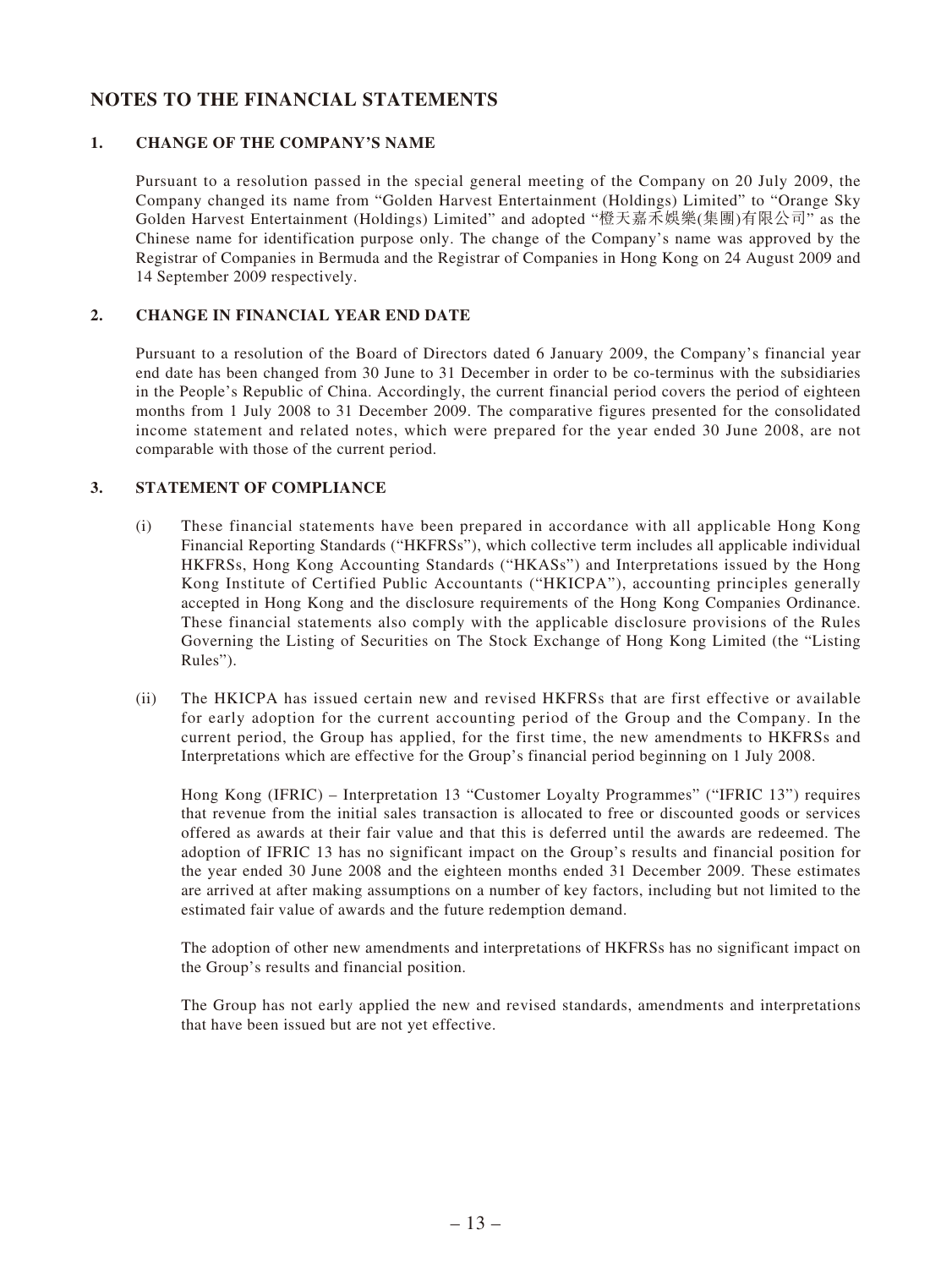## NOTES TO THE FINANCIAL STATEMENTS

### 1. CHANGE OF THE COMPANY'S NAME

Pursuant to a resolution passed in the special general meeting of the Company on 20 July 2009, the Company changed its name from "Golden Harvest Entertainment (Holdings) Limited" to "Orange Sky Golden Harvest Entertainment (Holdings) Limited" and adopted "橙天嘉禾娛樂(集團)有限公司" as the Chinese name for identification purpose only. The change of the Company's name was approved by the Registrar of Companies in Bermuda and the Registrar of Companies in Hong Kong on 24 August 2009 and 14 September 2009 respectively.

### 2. CHANGE IN FINANCIAL YEAR END DATE

Pursuant to a resolution of the Board of Directors dated 6 January 2009, the Company's financial year end date has been changed from 30 June to 31 December in order to be co-terminus with the subsidiaries in the People's Republic of China. Accordingly, the current financial period covers the period of eighteen months from 1 July 2008 to 31 December 2009. The comparative figures presented for the consolidated income statement and related notes, which were prepared for the year ended 30 June 2008, are not comparable with those of the current period.

### 3. STATEMENT OF COMPLIANCE

(i) These financial statements have been prepared in accordance with all applicable Hong Kong Financial Reporting Standards ("HKFRSs"), which collective term includes all applicable individual HKFRSs, Hong Kong Accounting Standards ("HKASs") and Interpretations issued by the Hong Kong Institute of Certified Public Accountants ("HKICPA"), accounting principles generally accepted in Hong Kong and the disclosure requirements of the Hong Kong Companies Ordinance. These financial statements also comply with the applicable disclosure provisions of the Rules Governing the Listing of Securities on The Stock Exchange of Hong Kong Limited (the "Listing Rules").

(ii) The HKICPA has issued certain new and revised HKFRSs that are first effective or available for early adoption for the current accounting period of the Group and the Company. In the current period, the Group has applied, for the first time, the new amendments to HKFRSs and Interpretations which are effective for the Group's financial period beginning on 1 July 2008.

Hong Kong (IFRIC) – Interpretation 13 "Customer Loyalty Programmes" ("IFRIC 13") requires that revenue from the initial sales transaction is allocated to free or discounted goods or services offered as awards at their fair value and that this is deferred until the awards are redeemed. The adoption of IFRIC 13 has no significant impact on the Group's results and financial position for the year ended 30 June 2008 and the eighteen months ended 31 December 2009. These estimates are arrived at after making assumptions on a number of key factors, including but not limited to the estimated fair value of awards and the future redemption demand.

The adoption of other new amendments and interpretations of HKFRSs has no significant impact on the Group's results and financial position.

The Group has not early applied the new and revised standards, amendments and interpretations that have been issued but are not yet effective.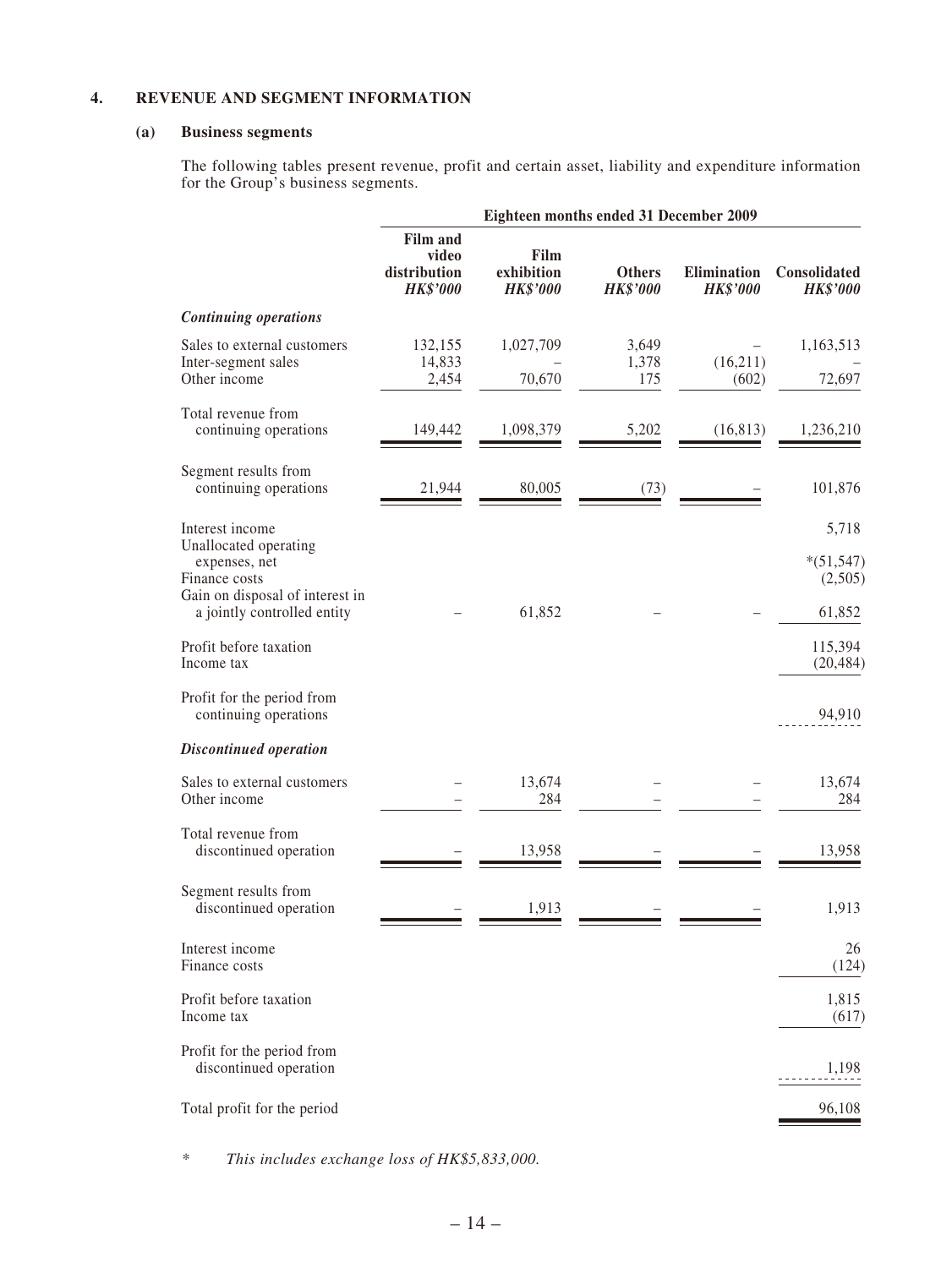## 4. REVENUE AND SEGMENT INFORMATION

### (a) Business segments

The following tables present revenue, profit and certain asset, liability and expenditure information for the Group's business segments.

| | Eighteen months ended 31 December 2009 | | | | |
|---|---|---|---|---|---|
| | Film and video distribution *HK$'000* | Film exhibition *HK$'000* | Others *HK$'000* | Elimination *HK$'000* | Consolidated *HK$'000* |
| ***Continuing operations*** | | | | | |
| Sales to external customers | 132,155 | 1,027,709 | 3,649 | – | 1,163,513 |
| Inter-segment sales | 14,833 | – | 1,378 | (16,211) | – |
| Other income | 2,454 | 70,670 | 175 | (602) | 72,697 |
| Total revenue from continuing operations | 149,442 | 1,098,379 | 5,202 | (16,813) | 1,236,210 |
| Segment results from continuing operations | 21,944 | 80,005 | (73) | – | 101,876 |
| Interest income | | | | | 5,718 |
| Unallocated operating expenses, net | | | | | *(51,547) |
| Finance costs | | | | | (2,505) |
| Gain on disposal of interest in a jointly controlled entity | – | 61,852 | – | – | 61,852 |
| Profit before taxation | | | | | 115,394 |
| Income tax | | | | | (20,484) |
| Profit for the period from continuing operations | | | | | 94,910 |
| ***Discontinued operation*** | | | | | |
| Sales to external customers | – | 13,674 | – | – | 13,674 |
| Other income | – | 284 | – | – | 284 |
| Total revenue from discontinued operation | – | 13,958 | – | – | 13,958 |
| Segment results from discontinued operation | – | 1,913 | – | – | 1,913 |
| Interest income | | | | | 26 |
| Finance costs | | | | | (124) |
| Profit before taxation | | | | | 1,815 |
| Income tax | | | | | (617) |
| Profit for the period from discontinued operation | | | | | 1,198 |
| Total profit for the period | | | | | 96,108 |

\* *This includes exchange loss of HK$5,833,000.*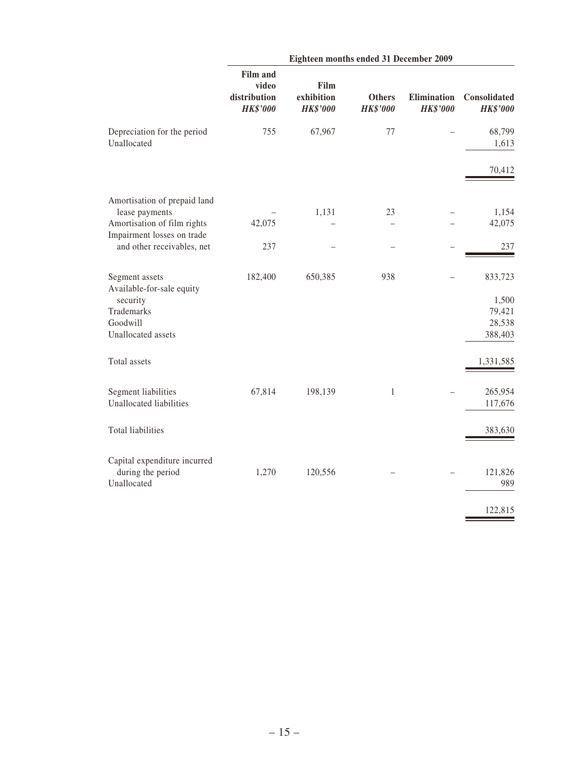| | Eighteen months ended 31 December 2009 | | | | |
|---|---|---|---|---|---|
| | Film and video distribution | Film exhibition | Others | Elimination | Consolidated |
| | *HK$'000* | *HK$'000* | *HK$'000* | *HK$'000* | *HK$'000* |
| Depreciation for the period | 755 | 67,967 | 77 | – | 68,799 |
| Unallocated | | | | | 1,613 |
| | | | | | 70,412 |
| Amortisation of prepaid land lease payments | – | 1,131 | 23 | – | 1,154 |
| Amortisation of film rights | 42,075 | – | – | – | 42,075 |
| Impairment losses on trade and other receivables, net | 237 | – | – | – | 237 |
| Segment assets | 182,400 | 650,385 | 938 | – | 833,723 |
| Available-for-sale equity security | | | | | 1,500 |
| Trademarks | | | | | 79,421 |
| Goodwill | | | | | 28,538 |
| Unallocated assets | | | | | 388,403 |
| Total assets | | | | | 1,331,585 |
| Segment liabilities | 67,814 | 198,139 | 1 | – | 265,954 |
| Unallocated liabilities | | | | | 117,676 |
| Total liabilities | | | | | 383,630 |
| Capital expenditure incurred during the period | 1,270 | 120,556 | – | – | 121,826 |
| Unallocated | | | | | 989 |
| | | | | | 122,815 |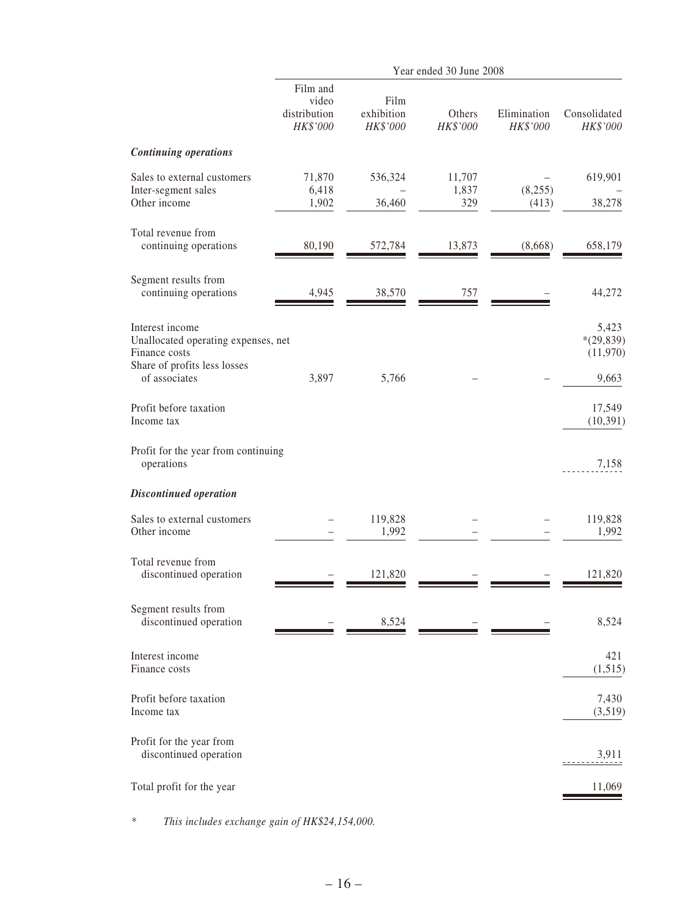| | Year ended 30 June 2008 | | | | |
|---|---|---|---|---|---|
| | Film and video distribution *HK$'000* | Film exhibition *HK$'000* | Others *HK$'000* | Elimination *HK$'000* | Consolidated *HK$'000* |
| ***Continuing operations*** | | | | | |
| Sales to external customers | 71,870 | 536,324 | 11,707 | – | 619,901 |
| Inter-segment sales | 6,418 | – | 1,837 | (8,255) | – |
| Other income | 1,902 | 36,460 | 329 | (413) | 38,278 |
| Total revenue from continuing operations | 80,190 | 572,784 | 13,873 | (8,668) | 658,179 |
| Segment results from continuing operations | 4,945 | 38,570 | 757 | – | 44,272 |
| Interest income | | | | | 5,423 |
| Unallocated operating expenses, net | | | | | *(29,839) |
| Finance costs | | | | | (11,970) |
| Share of profits less losses of associates | 3,897 | 5,766 | – | – | 9,663 |
| Profit before taxation | | | | | 17,549 |
| Income tax | | | | | (10,391) |
| Profit for the year from continuing operations | | | | | 7,158 |
| ***Discontinued operation*** | | | | | |
| Sales to external customers | – | 119,828 | – | – | 119,828 |
| Other income | – | 1,992 | – | – | 1,992 |
| Total revenue from discontinued operation | – | 121,820 | – | – | 121,820 |
| Segment results from discontinued operation | – | 8,524 | – | – | 8,524 |
| Interest income | | | | | 421 |
| Finance costs | | | | | (1,515) |
| Profit before taxation | | | | | 7,430 |
| Income tax | | | | | (3,519) |
| Profit for the year from discontinued operation | | | | | 3,911 |
| Total profit for the year | | | | | 11,069 |

\* *This includes exchange gain of HK$24,154,000.*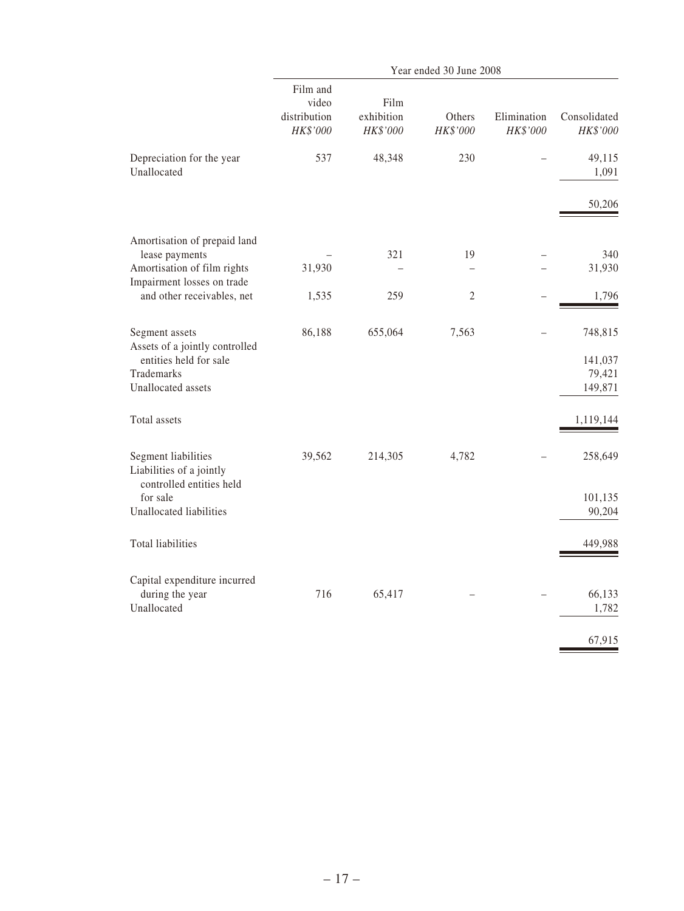| | Year ended 30 June 2008 | | | | |
|---|---|---|---|---|---|
| | Film and video distribution *HK$'000* | Film exhibition *HK$'000* | Others *HK$'000* | Elimination *HK$'000* | Consolidated *HK$'000* |
| Depreciation for the year | 537 | 48,348 | 230 | – | 49,115 |
| Unallocated | | | | | 1,091 |
| | | | | | 50,206 |
| Amortisation of prepaid land lease payments | – | 321 | 19 | – | 340 |
| Amortisation of film rights | 31,930 | – | – | – | 31,930 |
| Impairment losses on trade and other receivables, net | 1,535 | 259 | 2 | – | 1,796 |
| Segment assets | 86,188 | 655,064 | 7,563 | – | 748,815 |
| Assets of a jointly controlled entities held for sale | | | | | 141,037 |
| Trademarks | | | | | 79,421 |
| Unallocated assets | | | | | 149,871 |
| Total assets | | | | | 1,119,144 |
| Segment liabilities | 39,562 | 214,305 | 4,782 | – | 258,649 |
| Liabilities of a jointly controlled entities held for sale | | | | | 101,135 |
| Unallocated liabilities | | | | | 90,204 |
| Total liabilities | | | | | 449,988 |
| Capital expenditure incurred during the year | 716 | 65,417 | – | – | 66,133 |
| Unallocated | | | | | 1,782 |
| | | | | | 67,915 |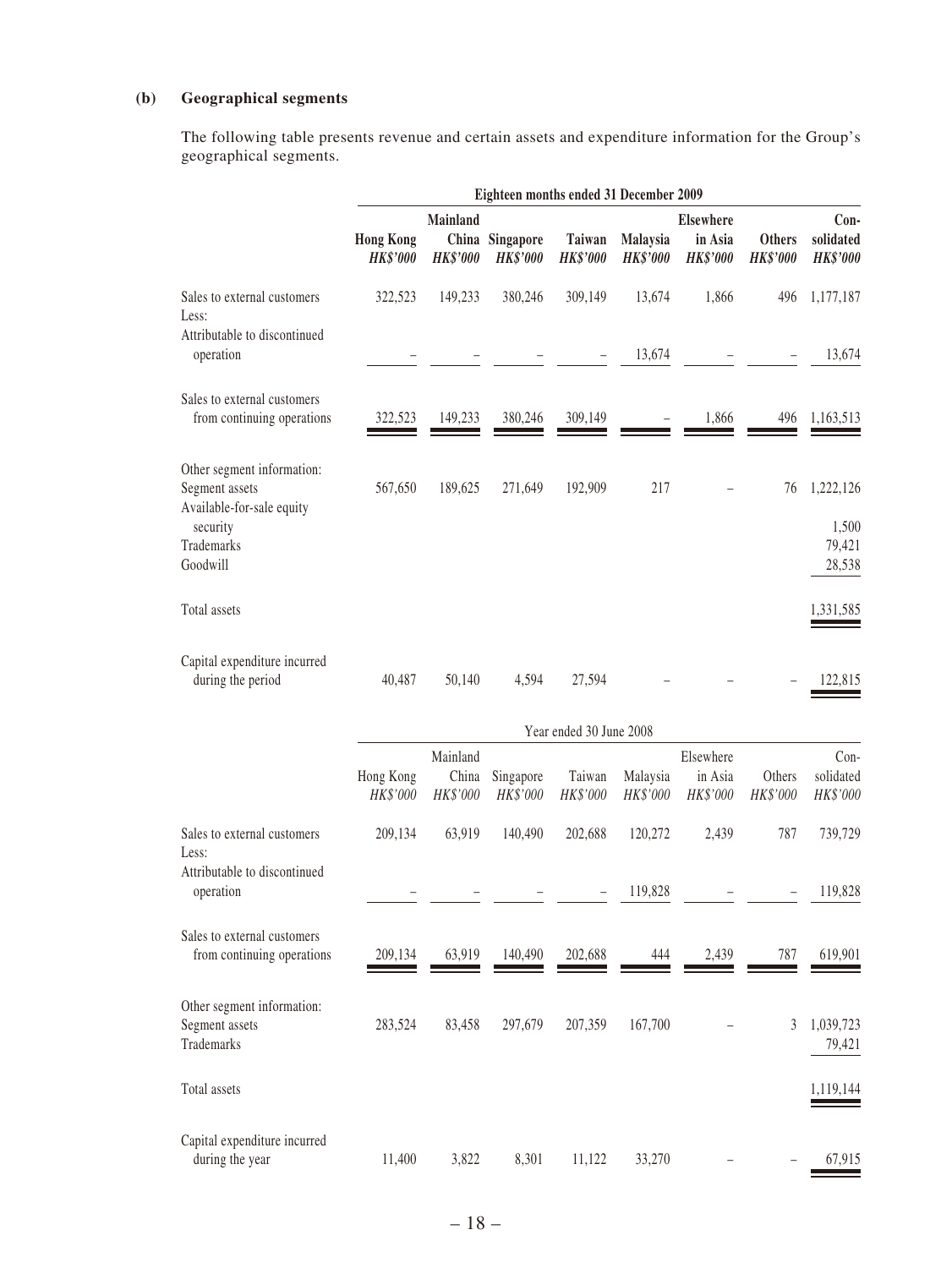**(b) Geographical segments**

The following table presents revenue and certain assets and expenditure information for the Group's geographical segments.

| | Eighteen months ended 31 December 2009 | | | | | | | |
|---|---|---|---|---|---|---|---|---|
| | **Hong Kong** | **Mainland China** | **Singapore** | **Taiwan** | **Malaysia** | **Elsewhere in Asia** | **Others** | **Con-solidated** |
| | ***HK$'000*** | ***HK$'000*** | ***HK$'000*** | ***HK$'000*** | ***HK$'000*** | ***HK$'000*** | ***HK$'000*** | ***HK$'000*** |
| Sales to external customers | 322,523 | 149,233 | 380,246 | 309,149 | 13,674 | 1,866 | 496 | 1,177,187 |
| Less: Attributable to discontinued operation | – | – | – | – | 13,674 | – | – | 13,674 |
| Sales to external customers from continuing operations | 322,523 | 149,233 | 380,246 | 309,149 | – | 1,866 | 496 | 1,163,513 |
| Other segment information: | | | | | | | | |
| Segment assets | 567,650 | 189,625 | 271,649 | 192,909 | 217 | – | 76 | 1,222,126 |
| Available-for-sale equity security | | | | | | | | 1,500 |
| Trademarks | | | | | | | | 79,421 |
| Goodwill | | | | | | | | 28,538 |
| Total assets | | | | | | | | 1,331,585 |
| Capital expenditure incurred during the period | 40,487 | 50,140 | 4,594 | 27,594 | – | – | – | 122,815 |

| | Year ended 30 June 2008 | | | | | | | |
|---|---|---|---|---|---|---|---|---|
| | Hong Kong | Mainland China | Singapore | Taiwan | Malaysia | Elsewhere in Asia | Others | Con-solidated |
| | *HK$'000* | *HK$'000* | *HK$'000* | *HK$'000* | *HK$'000* | *HK$'000* | *HK$'000* | *HK$'000* |
| Sales to external customers | 209,134 | 63,919 | 140,490 | 202,688 | 120,272 | 2,439 | 787 | 739,729 |
| Less: Attributable to discontinued operation | – | – | – | – | 119,828 | – | – | 119,828 |
| Sales to external customers from continuing operations | 209,134 | 63,919 | 140,490 | 202,688 | 444 | 2,439 | 787 | 619,901 |
| Other segment information: | | | | | | | | |
| Segment assets | 283,524 | 83,458 | 297,679 | 207,359 | 167,700 | – | 3 | 1,039,723 |
| Trademarks | | | | | | | | 79,421 |
| Total assets | | | | | | | | 1,119,144 |
| Capital expenditure incurred during the year | 11,400 | 3,822 | 8,301 | 11,122 | 33,270 | – | – | 67,915 |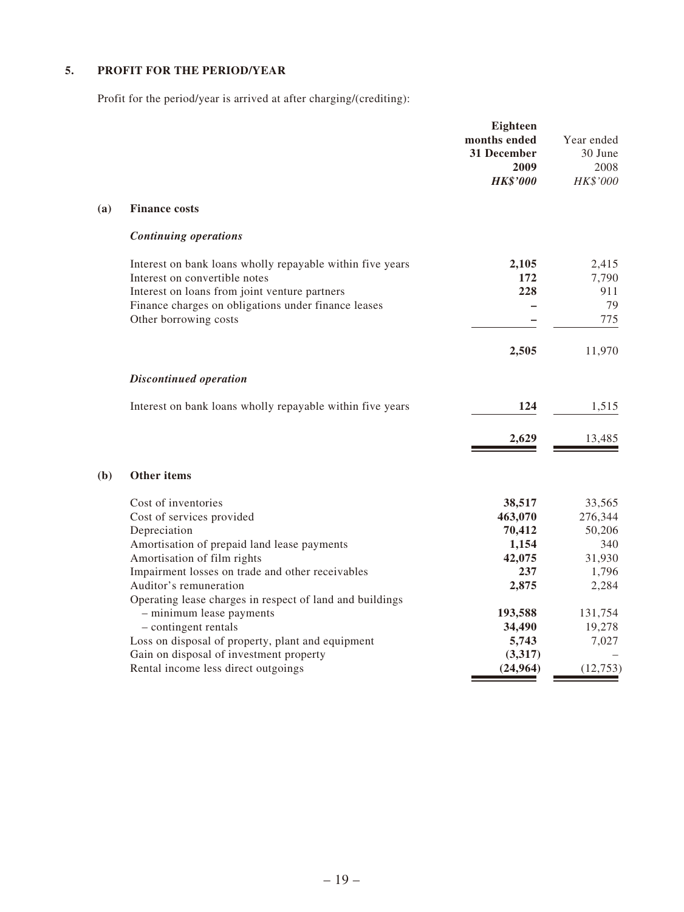## 5. PROFIT FOR THE PERIOD/YEAR

Profit for the period/year is arrived at after charging/(crediting):

| | | Eighteen months ended 31 December 2009 *HK$'000* | Year ended 30 June 2008 *HK$'000* |
|---|---|---|---|
| **(a)** | **Finance costs** | | |
| | ***Continuing operations*** | | |
| | Interest on bank loans wholly repayable within five years | **2,105** | 2,415 |
| | Interest on convertible notes | **172** | 7,790 |
| | Interest on loans from joint venture partners | **228** | 911 |
| | Finance charges on obligations under finance leases | **–** | 79 |
| | Other borrowing costs | **–** | 775 |
| | | **2,505** | 11,970 |
| | ***Discontinued operation*** | | |
| | Interest on bank loans wholly repayable within five years | **124** | 1,515 |
| | | **2,629** | 13,485 |
| **(b)** | **Other items** | | |
| | Cost of inventories | **38,517** | 33,565 |
| | Cost of services provided | **463,070** | 276,344 |
| | Depreciation | **70,412** | 50,206 |
| | Amortisation of prepaid land lease payments | **1,154** | 340 |
| | Amortisation of film rights | **42,075** | 31,930 |
| | Impairment losses on trade and other receivables | **237** | 1,796 |
| | Auditor's remuneration | **2,875** | 2,284 |
| | Operating lease charges in respect of land and buildings | | |
| | – minimum lease payments | **193,588** | 131,754 |
| | – contingent rentals | **34,490** | 19,278 |
| | Loss on disposal of property, plant and equipment | **5,743** | 7,027 |
| | Gain on disposal of investment property | **(3,317)** | – |
| | Rental income less direct outgoings | **(24,964)** | (12,753) |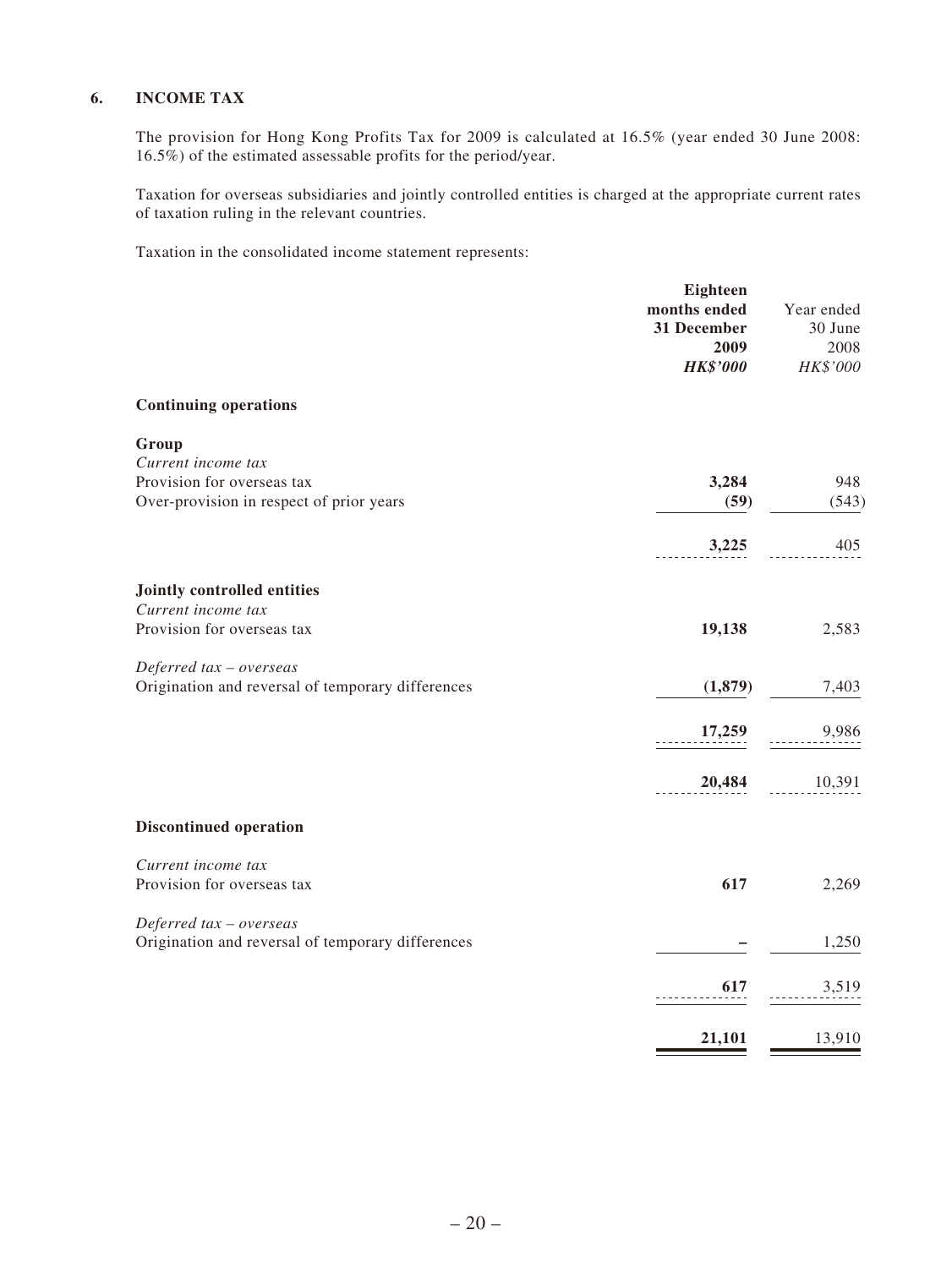## 6. INCOME TAX

The provision for Hong Kong Profits Tax for 2009 is calculated at 16.5% (year ended 30 June 2008: 16.5%) of the estimated assessable profits for the period/year.

Taxation for overseas subsidiaries and jointly controlled entities is charged at the appropriate current rates of taxation ruling in the relevant countries.

Taxation in the consolidated income statement represents:

| | **Eighteen months ended 31 December 2009** | Year ended 30 June 2008 |
|---|---|---|
| | ***HK$'000*** | *HK$'000* |
| **Continuing operations** | | |
| **Group** | | |
| *Current income tax* | | |
| Provision for overseas tax | **3,284** | 948 |
| Over-provision in respect of prior years | **(59)** | (543) |
| | **3,225** | 405 |
| **Jointly controlled entities** | | |
| *Current income tax* | | |
| Provision for overseas tax | **19,138** | 2,583 |
| *Deferred tax – overseas* | | |
| Origination and reversal of temporary differences | **(1,879)** | 7,403 |
| | **17,259** | 9,986 |
| | **20,484** | 10,391 |
| **Discontinued operation** | | |
| *Current income tax* | | |
| Provision for overseas tax | **617** | 2,269 |
| *Deferred tax – overseas* | | |
| Origination and reversal of temporary differences | **–** | 1,250 |
| | **617** | 3,519 |
| | **21,101** | 13,910 |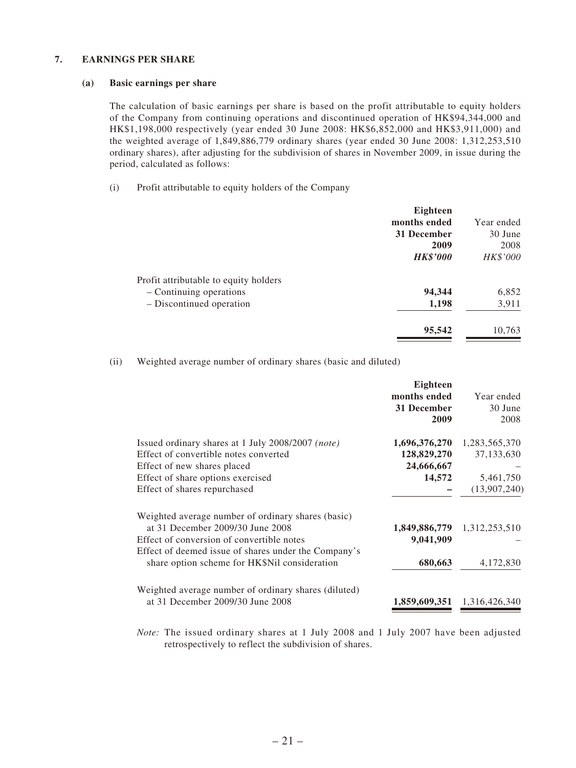## 7. EARNINGS PER SHARE

### (a) Basic earnings per share

The calculation of basic earnings per share is based on the profit attributable to equity holders of the Company from continuing operations and discontinued operation of HK$94,344,000 and HK$1,198,000 respectively (year ended 30 June 2008: HK$6,852,000 and HK$3,911,000) and the weighted average of 1,849,886,779 ordinary shares (year ended 30 June 2008: 1,312,253,510 ordinary shares), after adjusting for the subdivision of shares in November 2009, in issue during the period, calculated as follows:

(i) Profit attributable to equity holders of the Company

| | **Eighteen months ended 31 December 2009** | Year ended 30 June 2008 |
|---|---|---|
| | ***HK$'000*** | *HK$'000* |
| Profit attributable to equity holders | | |
| – Continuing operations | **94,344** | 6,852 |
| – Discontinued operation | **1,198** | 3,911 |
| | **95,542** | 10,763 |

(ii) Weighted average number of ordinary shares (basic and diluted)

| | **Eighteen months ended 31 December 2009** | Year ended 30 June 2008 |
|---|---|---|
| Issued ordinary shares at 1 July 2008/2007 *(note)* | **1,696,376,270** | 1,283,565,370 |
| Effect of convertible notes converted | **128,829,270** | 37,133,630 |
| Effect of new shares placed | **24,666,667** | – |
| Effect of share options exercised | **14,572** | 5,461,750 |
| Effect of shares repurchased | **–** | (13,907,240) |
| Weighted average number of ordinary shares (basic) at 31 December 2009/30 June 2008 | **1,849,886,779** | 1,312,253,510 |
| Effect of conversion of convertible notes | **9,041,909** | – |
| Effect of deemed issue of shares under the Company's share option scheme for HK$Nil consideration | **680,663** | 4,172,830 |
| Weighted average number of ordinary shares (diluted) at 31 December 2009/30 June 2008 | **1,859,609,351** | 1,316,426,340 |

*Note:* The issued ordinary shares at 1 July 2008 and 1 July 2007 have been adjusted retrospectively to reflect the subdivision of shares.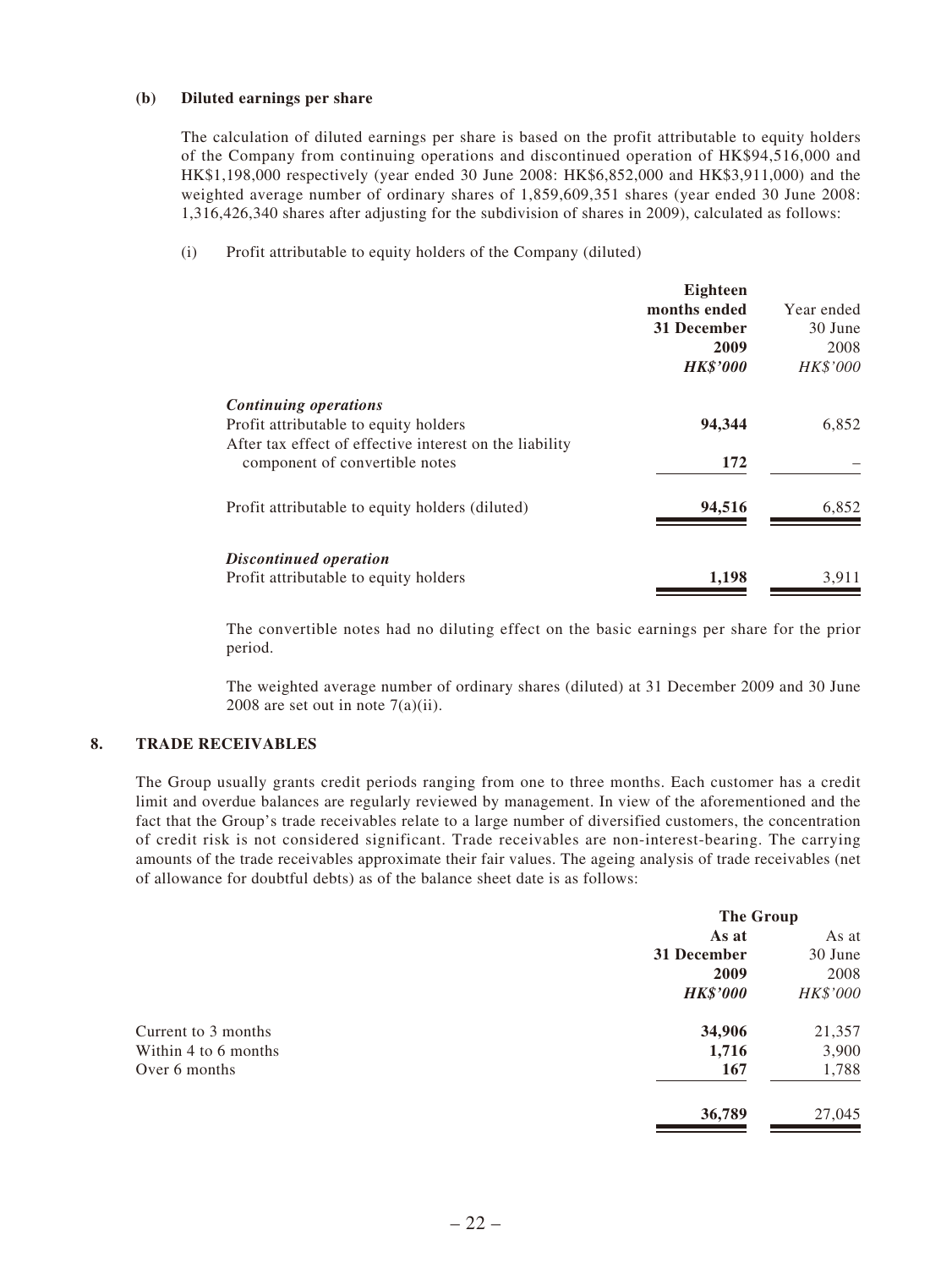**(b) Diluted earnings per share**

The calculation of diluted earnings per share is based on the profit attributable to equity holders of the Company from continuing operations and discontinued operation of HK$94,516,000 and HK$1,198,000 respectively (year ended 30 June 2008: HK$6,852,000 and HK$3,911,000) and the weighted average number of ordinary shares of 1,859,609,351 shares (year ended 30 June 2008: 1,316,426,340 shares after adjusting for the subdivision of shares in 2009), calculated as follows:

(i) Profit attributable to equity holders of the Company (diluted)

| | **Eighteen months ended 31 December 2009** | Year ended 30 June 2008 |
|---|---|---|
| | ***HK$'000*** | *HK$'000* |
| ***Continuing operations*** | | |
| Profit attributable to equity holders | **94,344** | 6,852 |
| After tax effect of effective interest on the liability component of convertible notes | **172** | – |
| Profit attributable to equity holders (diluted) | **94,516** | 6,852 |
| ***Discontinued operation*** | | |
| Profit attributable to equity holders | **1,198** | 3,911 |

The convertible notes had no diluting effect on the basic earnings per share for the prior period.

The weighted average number of ordinary shares (diluted) at 31 December 2009 and 30 June 2008 are set out in note 7(a)(ii).

## 8. TRADE RECEIVABLES

The Group usually grants credit periods ranging from one to three months. Each customer has a credit limit and overdue balances are regularly reviewed by management. In view of the aforementioned and the fact that the Group's trade receivables relate to a large number of diversified customers, the concentration of credit risk is not considered significant. Trade receivables are non-interest-bearing. The carrying amounts of the trade receivables approximate their fair values. The ageing analysis of trade receivables (net of allowance for doubtful debts) as of the balance sheet date is as follows:

| | **The Group** | |
|---|---|---|
| | **As at 31 December 2009** | As at 30 June 2008 |
| | ***HK$'000*** | *HK$'000* |
| Current to 3 months | **34,906** | 21,357 |
| Within 4 to 6 months | **1,716** | 3,900 |
| Over 6 months | **167** | 1,788 |
| | **36,789** | 27,045 |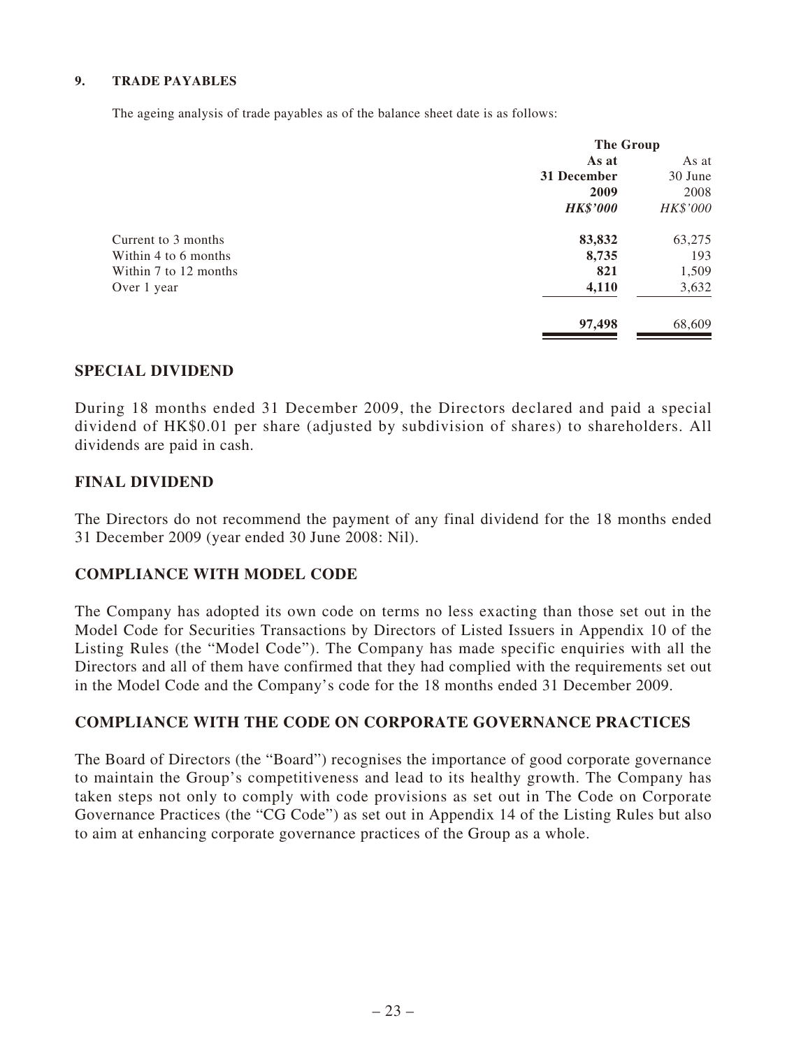### 9. TRADE PAYABLES

The ageing analysis of trade payables as of the balance sheet date is as follows:

| | The Group | |
|---|---|---|
| | **As at 31 December 2009** | As at 30 June 2008 |
| | ***HK$'000*** | *HK$'000* |
| Current to 3 months | **83,832** | 63,275 |
| Within 4 to 6 months | **8,735** | 193 |
| Within 7 to 12 months | **821** | 1,509 |
| Over 1 year | **4,110** | 3,632 |
| | **97,498** | 68,609 |

## SPECIAL DIVIDEND

During 18 months ended 31 December 2009, the Directors declared and paid a special dividend of HK$0.01 per share (adjusted by subdivision of shares) to shareholders. All dividends are paid in cash.

## FINAL DIVIDEND

The Directors do not recommend the payment of any final dividend for the 18 months ended 31 December 2009 (year ended 30 June 2008: Nil).

## COMPLIANCE WITH MODEL CODE

The Company has adopted its own code on terms no less exacting than those set out in the Model Code for Securities Transactions by Directors of Listed Issuers in Appendix 10 of the Listing Rules (the "Model Code"). The Company has made specific enquiries with all the Directors and all of them have confirmed that they had complied with the requirements set out in the Model Code and the Company's code for the 18 months ended 31 December 2009.

## COMPLIANCE WITH THE CODE ON CORPORATE GOVERNANCE PRACTICES

The Board of Directors (the "Board") recognises the importance of good corporate governance to maintain the Group's competitiveness and lead to its healthy growth. The Company has taken steps not only to comply with code provisions as set out in The Code on Corporate Governance Practices (the "CG Code") as set out in Appendix 14 of the Listing Rules but also to aim at enhancing corporate governance practices of the Group as a whole.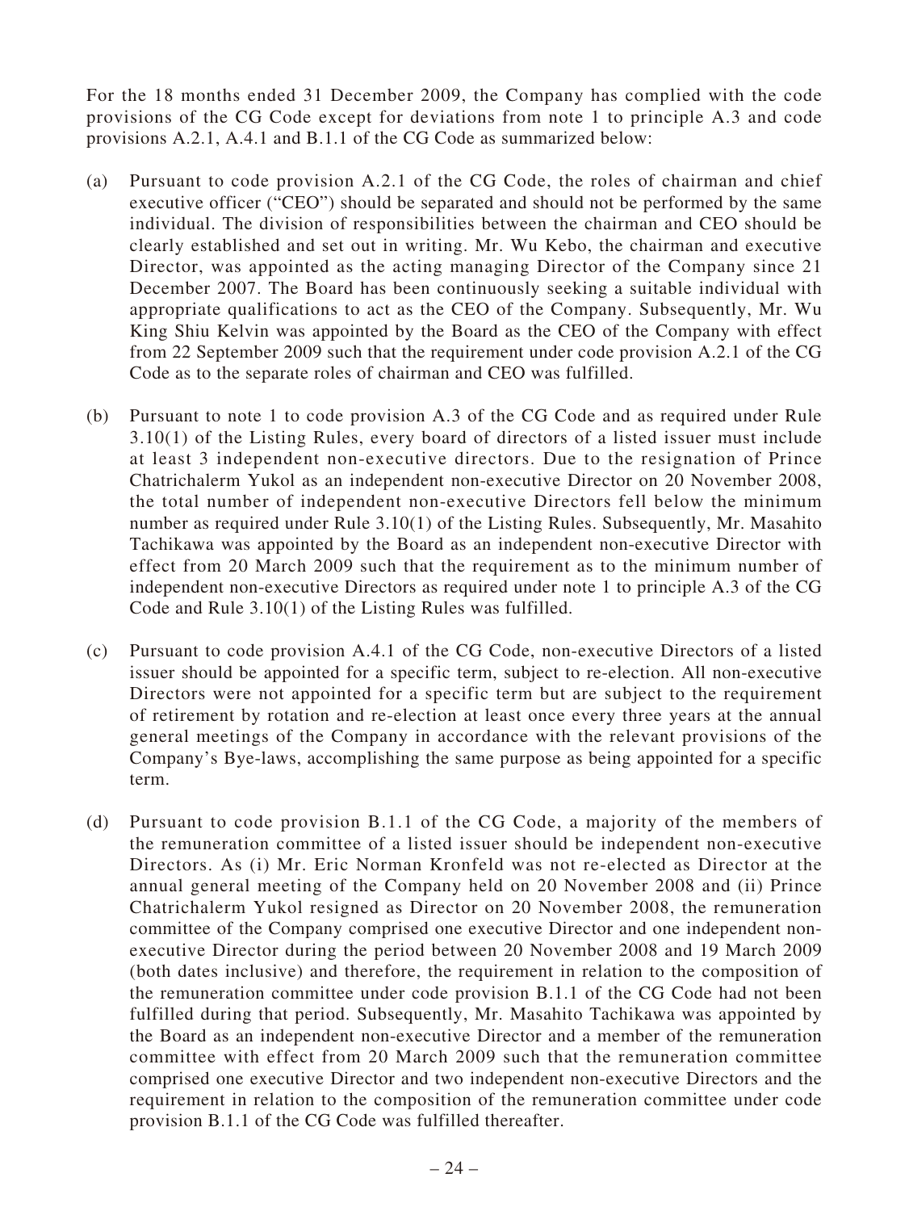For the 18 months ended 31 December 2009, the Company has complied with the code provisions of the CG Code except for deviations from note 1 to principle A.3 and code provisions A.2.1, A.4.1 and B.1.1 of the CG Code as summarized below:

(a) Pursuant to code provision A.2.1 of the CG Code, the roles of chairman and chief executive officer ("CEO") should be separated and should not be performed by the same individual. The division of responsibilities between the chairman and CEO should be clearly established and set out in writing. Mr. Wu Kebo, the chairman and executive Director, was appointed as the acting managing Director of the Company since 21 December 2007. The Board has been continuously seeking a suitable individual with appropriate qualifications to act as the CEO of the Company. Subsequently, Mr. Wu King Shiu Kelvin was appointed by the Board as the CEO of the Company with effect from 22 September 2009 such that the requirement under code provision A.2.1 of the CG Code as to the separate roles of chairman and CEO was fulfilled.

(b) Pursuant to note 1 to code provision A.3 of the CG Code and as required under Rule 3.10(1) of the Listing Rules, every board of directors of a listed issuer must include at least 3 independent non-executive directors. Due to the resignation of Prince Chatrichalerm Yukol as an independent non-executive Director on 20 November 2008, the total number of independent non-executive Directors fell below the minimum number as required under Rule 3.10(1) of the Listing Rules. Subsequently, Mr. Masahito Tachikawa was appointed by the Board as an independent non-executive Director with effect from 20 March 2009 such that the requirement as to the minimum number of independent non-executive Directors as required under note 1 to principle A.3 of the CG Code and Rule 3.10(1) of the Listing Rules was fulfilled.

(c) Pursuant to code provision A.4.1 of the CG Code, non-executive Directors of a listed issuer should be appointed for a specific term, subject to re-election. All non-executive Directors were not appointed for a specific term but are subject to the requirement of retirement by rotation and re-election at least once every three years at the annual general meetings of the Company in accordance with the relevant provisions of the Company's Bye-laws, accomplishing the same purpose as being appointed for a specific term.

(d) Pursuant to code provision B.1.1 of the CG Code, a majority of the members of the remuneration committee of a listed issuer should be independent non-executive Directors. As (i) Mr. Eric Norman Kronfeld was not re-elected as Director at the annual general meeting of the Company held on 20 November 2008 and (ii) Prince Chatrichalerm Yukol resigned as Director on 20 November 2008, the remuneration committee of the Company comprised one executive Director and one independent non-executive Director during the period between 20 November 2008 and 19 March 2009 (both dates inclusive) and therefore, the requirement in relation to the composition of the remuneration committee under code provision B.1.1 of the CG Code had not been fulfilled during that period. Subsequently, Mr. Masahito Tachikawa was appointed by the Board as an independent non-executive Director and a member of the remuneration committee with effect from 20 March 2009 such that the remuneration committee comprised one executive Director and two independent non-executive Directors and the requirement in relation to the composition of the remuneration committee under code provision B.1.1 of the CG Code was fulfilled thereafter.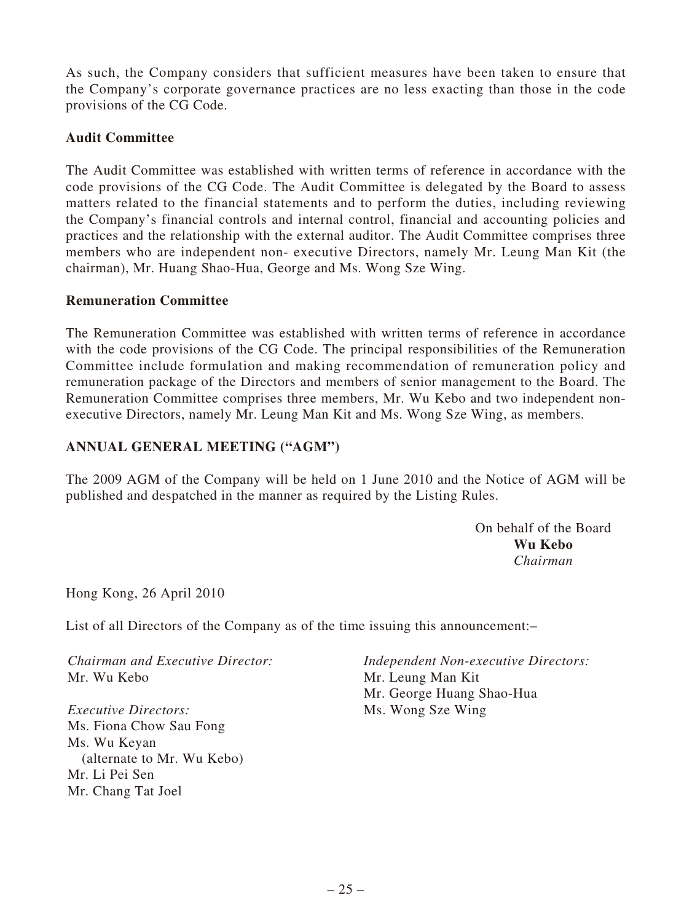As such, the Company considers that sufficient measures have been taken to ensure that the Company's corporate governance practices are no less exacting than those in the code provisions of the CG Code.

**Audit Committee**

The Audit Committee was established with written terms of reference in accordance with the code provisions of the CG Code. The Audit Committee is delegated by the Board to assess matters related to the financial statements and to perform the duties, including reviewing the Company's financial controls and internal control, financial and accounting policies and practices and the relationship with the external auditor. The Audit Committee comprises three members who are independent non- executive Directors, namely Mr. Leung Man Kit (the chairman), Mr. Huang Shao-Hua, George and Ms. Wong Sze Wing.

**Remuneration Committee**

The Remuneration Committee was established with written terms of reference in accordance with the code provisions of the CG Code. The principal responsibilities of the Remuneration Committee include formulation and making recommendation of remuneration policy and remuneration package of the Directors and members of senior management to the Board. The Remuneration Committee comprises three members, Mr. Wu Kebo and two independent non-executive Directors, namely Mr. Leung Man Kit and Ms. Wong Sze Wing, as members.

## ANNUAL GENERAL MEETING ("AGM")

The 2009 AGM of the Company will be held on 1 June 2010 and the Notice of AGM will be published and despatched in the manner as required by the Listing Rules.

On behalf of the Board
**Wu Kebo**
*Chairman*

Hong Kong, 26 April 2010

List of all Directors of the Company as of the time issuing this announcement:–

*Chairman and Executive Director:*
Mr. Wu Kebo

*Executive Directors:*
Ms. Fiona Chow Sau Fong
Ms. Wu Keyan
(alternate to Mr. Wu Kebo)
Mr. Li Pei Sen
Mr. Chang Tat Joel

*Independent Non-executive Directors:*
Mr. Leung Man Kit
Mr. George Huang Shao-Hua
Ms. Wong Sze Wing